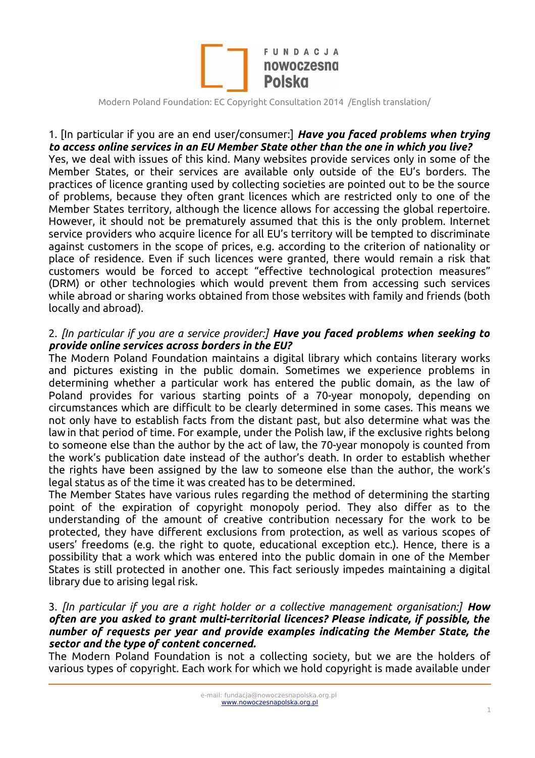FUNDACJA nowoczesna Polska

Modern Poland Foundation: EC Copyright Consultation 2014 /English translation/

1. [In particular if you are an end user/consumer:] ***Have you faced problems when trying to access online services in an EU Member State other than the one in which you live?***

Yes, we deal with issues of this kind. Many websites provide services only in some of the Member States, or their services are available only outside of the EU's borders. The practices of licence granting used by collecting societies are pointed out to be the source of problems, because they often grant licences which are restricted only to one of the Member States territory, although the licence allows for accessing the global repertoire. However, it should not be prematurely assumed that this is the only problem. Internet service providers who acquire licence for all EU's territory will be tempted to discriminate against customers in the scope of prices, e.g. according to the criterion of nationality or place of residence. Even if such licences were granted, there would remain a risk that customers would be forced to accept "effective technological protection measures" (DRM) or other technologies which would prevent them from accessing such services while abroad or sharing works obtained from those websites with family and friends (both locally and abroad).

2. *[In particular if you are a service provider:]* ***Have you faced problems when seeking to provide online services across borders in the EU?***

The Modern Poland Foundation maintains a digital library which contains literary works and pictures existing in the public domain. Sometimes we experience problems in determining whether a particular work has entered the public domain, as the law of Poland provides for various starting points of a 70-year monopoly, depending on circumstances which are difficult to be clearly determined in some cases. This means we not only have to establish facts from the distant past, but also determine what was the law in that period of time. For example, under the Polish law, if the exclusive rights belong to someone else than the author by the act of law, the 70-year monopoly is counted from the work's publication date instead of the author's death. In order to establish whether the rights have been assigned by the law to someone else than the author, the work's legal status as of the time it was created has to be determined.

The Member States have various rules regarding the method of determining the starting point of the expiration of copyright monopoly period. They also differ as to the understanding of the amount of creative contribution necessary for the work to be protected, they have different exclusions from protection, as well as various scopes of users' freedoms (e.g. the right to quote, educational exception etc.). Hence, there is a possibility that a work which was entered into the public domain in one of the Member States is still protected in another one. This fact seriously impedes maintaining a digital library due to arising legal risk.

3. *[In particular if you are a right holder or a collective management organisation:]* ***How often are you asked to grant multi-territorial licences? Please indicate, if possible, the number of requests per year and provide examples indicating the Member State, the sector and the type of content concerned.***

The Modern Poland Foundation is not a collecting society, but we are the holders of various types of copyright. Each work for which we hold copyright is made available under

e-mail: fundacja@nowoczesnapolska.org.pl
www.nowoczesnapolska.org.pl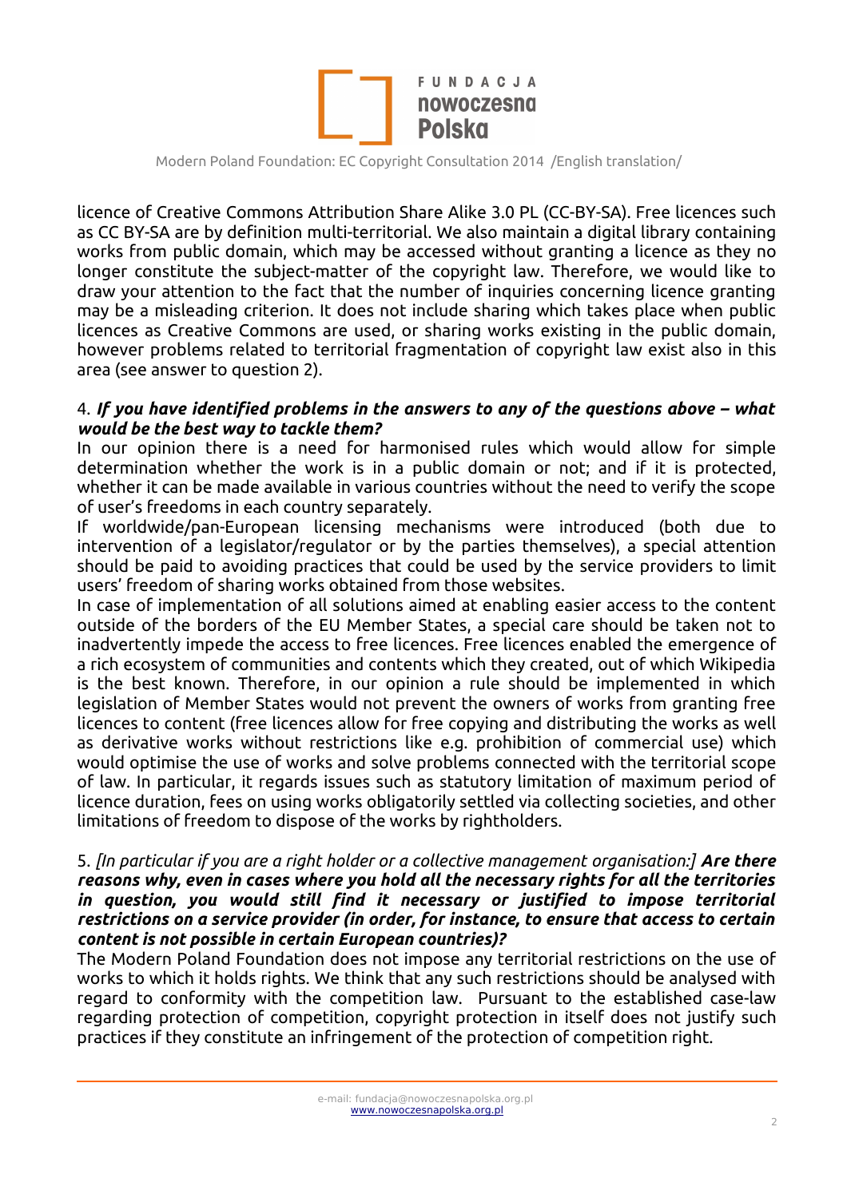licence of Creative Commons Attribution Share Alike 3.0 PL (CC-BY-SA). Free licences such as CC BY-SA are by definition multi-territorial. We also maintain a digital library containing works from public domain, which may be accessed without granting a licence as they no longer constitute the subject-matter of the copyright law. Therefore, we would like to draw your attention to the fact that the number of inquiries concerning licence granting may be a misleading criterion. It does not include sharing which takes place when public licences as Creative Commons are used, or sharing works existing in the public domain, however problems related to territorial fragmentation of copyright law exist also in this area (see answer to question 2).

4. ***If you have identified problems in the answers to any of the questions above – what would be the best way to tackle them?***
In our opinion there is a need for harmonised rules which would allow for simple determination whether the work is in a public domain or not; and if it is protected, whether it can be made available in various countries without the need to verify the scope of user's freedoms in each country separately.
If worldwide/pan-European licensing mechanisms were introduced (both due to intervention of a legislator/regulator or by the parties themselves), a special attention should be paid to avoiding practices that could be used by the service providers to limit users' freedom of sharing works obtained from those websites.
In case of implementation of all solutions aimed at enabling easier access to the content outside of the borders of the EU Member States, a special care should be taken not to inadvertently impede the access to free licences. Free licences enabled the emergence of a rich ecosystem of communities and contents which they created, out of which Wikipedia is the best known. Therefore, in our opinion a rule should be implemented in which legislation of Member States would not prevent the owners of works from granting free licences to content (free licences allow for free copying and distributing the works as well as derivative works without restrictions like e.g. prohibition of commercial use) which would optimise the use of works and solve problems connected with the territorial scope of law. In particular, it regards issues such as statutory limitation of maximum period of licence duration, fees on using works obligatorily settled via collecting societies, and other limitations of freedom to dispose of the works by rightholders.

5. *[In particular if you are a right holder or a collective management organisation:]* ***Are there reasons why, even in cases where you hold all the necessary rights for all the territories in question, you would still find it necessary or justified to impose territorial restrictions on a service provider (in order, for instance, to ensure that access to certain content is not possible in certain European countries)?***
The Modern Poland Foundation does not impose any territorial restrictions on the use of works to which it holds rights. We think that any such restrictions should be analysed with regard to conformity with the competition law. Pursuant to the established case-law regarding protection of competition, copyright protection in itself does not justify such practices if they constitute an infringement of the protection of competition right.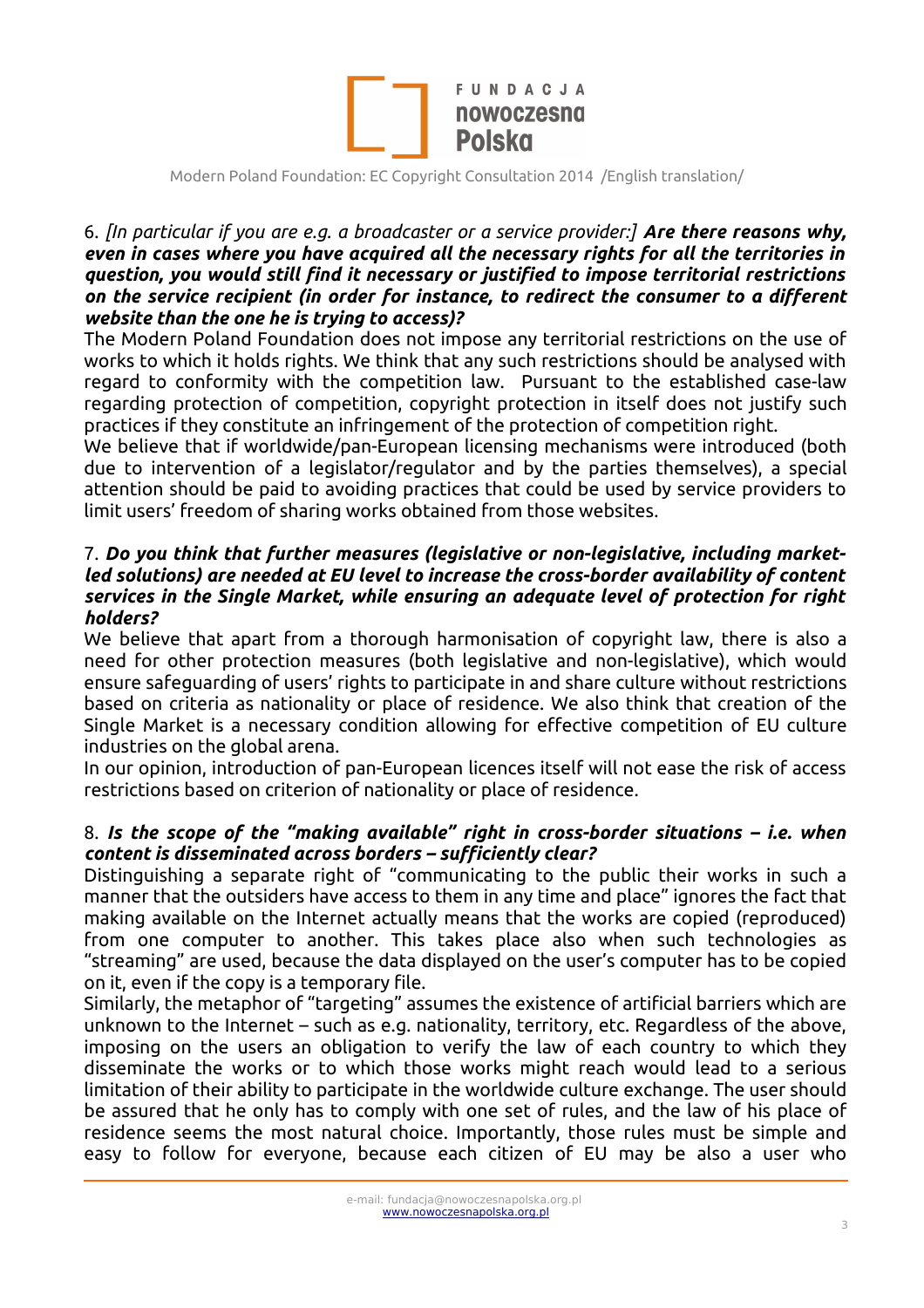6. *[In particular if you are e.g. a broadcaster or a service provider:]* ***Are there reasons why, even in cases where you have acquired all the necessary rights for all the territories in question, you would still find it necessary or justified to impose territorial restrictions on the service recipient (in order for instance, to redirect the consumer to a different website than the one he is trying to access)?***

The Modern Poland Foundation does not impose any territorial restrictions on the use of works to which it holds rights. We think that any such restrictions should be analysed with regard to conformity with the competition law. Pursuant to the established case-law regarding protection of competition, copyright protection in itself does not justify such practices if they constitute an infringement of the protection of competition right.

We believe that if worldwide/pan-European licensing mechanisms were introduced (both due to intervention of a legislator/regulator and by the parties themselves), a special attention should be paid to avoiding practices that could be used by service providers to limit users' freedom of sharing works obtained from those websites.

7. ***Do you think that further measures (legislative or non-legislative, including market-led solutions) are needed at EU level to increase the cross-border availability of content services in the Single Market, while ensuring an adequate level of protection for right holders?***

We believe that apart from a thorough harmonisation of copyright law, there is also a need for other protection measures (both legislative and non-legislative), which would ensure safeguarding of users' rights to participate in and share culture without restrictions based on criteria as nationality or place of residence. We also think that creation of the Single Market is a necessary condition allowing for effective competition of EU culture industries on the global arena.

In our opinion, introduction of pan-European licences itself will not ease the risk of access restrictions based on criterion of nationality or place of residence.

8. ***Is the scope of the "making available" right in cross-border situations – i.e. when content is disseminated across borders – sufficiently clear?***

Distinguishing a separate right of "communicating to the public their works in such a manner that the outsiders have access to them in any time and place" ignores the fact that making available on the Internet actually means that the works are copied (reproduced) from one computer to another. This takes place also when such technologies as "streaming" are used, because the data displayed on the user's computer has to be copied on it, even if the copy is a temporary file.

Similarly, the metaphor of "targeting" assumes the existence of artificial barriers which are unknown to the Internet – such as e.g. nationality, territory, etc. Regardless of the above, imposing on the users an obligation to verify the law of each country to which they disseminate the works or to which those works might reach would lead to a serious limitation of their ability to participate in the worldwide culture exchange. The user should be assured that he only has to comply with one set of rules, and the law of his place of residence seems the most natural choice. Importantly, those rules must be simple and easy to follow for everyone, because each citizen of EU may be also a user who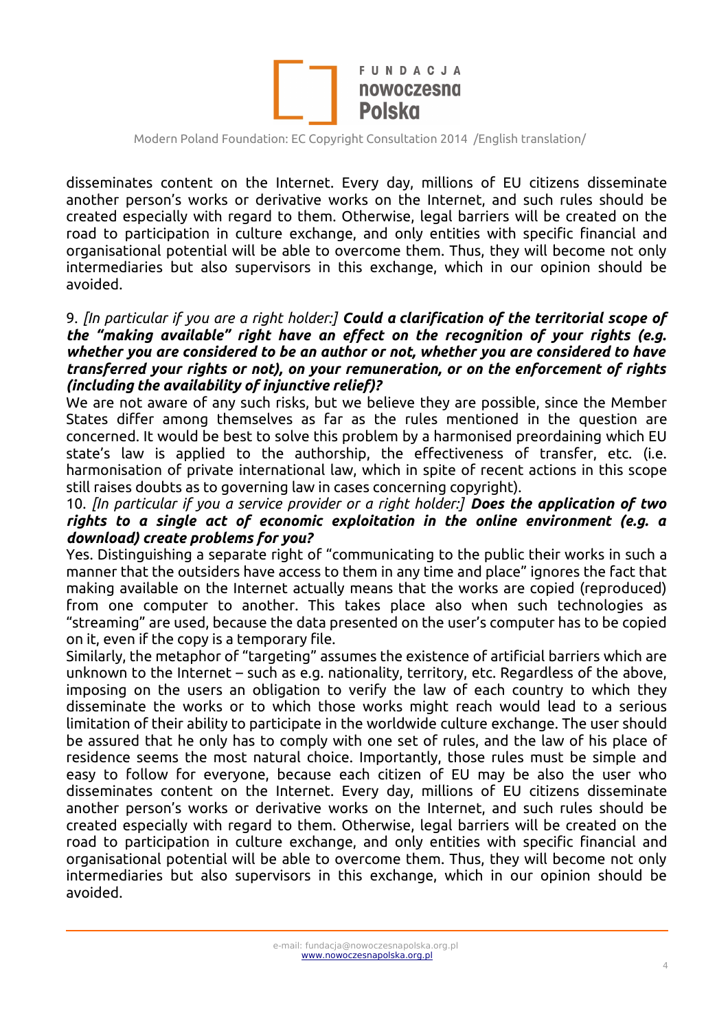disseminates content on the Internet. Every day, millions of EU citizens disseminate another person's works or derivative works on the Internet, and such rules should be created especially with regard to them. Otherwise, legal barriers will be created on the road to participation in culture exchange, and only entities with specific financial and organisational potential will be able to overcome them. Thus, they will become not only intermediaries but also supervisors in this exchange, which in our opinion should be avoided.

9. *[In particular if you are a right holder:]* ***Could a clarification of the territorial scope of the "making available" right have an effect on the recognition of your rights (e.g. whether you are considered to be an author or not, whether you are considered to have transferred your rights or not), on your remuneration, or on the enforcement of rights (including the availability of injunctive relief)?***

We are not aware of any such risks, but we believe they are possible, since the Member States differ among themselves as far as the rules mentioned in the question are concerned. It would be best to solve this problem by a harmonised preordaining which EU state's law is applied to the authorship, the effectiveness of transfer, etc. (i.e. harmonisation of private international law, which in spite of recent actions in this scope still raises doubts as to governing law in cases concerning copyright).

10. *[In particular if you a service provider or a right holder:]* ***Does the application of two rights to a single act of economic exploitation in the online environment (e.g. a download) create problems for you?***

Yes. Distinguishing a separate right of "communicating to the public their works in such a manner that the outsiders have access to them in any time and place" ignores the fact that making available on the Internet actually means that the works are copied (reproduced) from one computer to another. This takes place also when such technologies as "streaming" are used, because the data presented on the user's computer has to be copied on it, even if the copy is a temporary file.

Similarly, the metaphor of "targeting" assumes the existence of artificial barriers which are unknown to the Internet – such as e.g. nationality, territory, etc. Regardless of the above, imposing on the users an obligation to verify the law of each country to which they disseminate the works or to which those works might reach would lead to a serious limitation of their ability to participate in the worldwide culture exchange. The user should be assured that he only has to comply with one set of rules, and the law of his place of residence seems the most natural choice. Importantly, those rules must be simple and easy to follow for everyone, because each citizen of EU may be also the user who disseminates content on the Internet. Every day, millions of EU citizens disseminate another person's works or derivative works on the Internet, and such rules should be created especially with regard to them. Otherwise, legal barriers will be created on the road to participation in culture exchange, and only entities with specific financial and organisational potential will be able to overcome them. Thus, they will become not only intermediaries but also supervisors in this exchange, which in our opinion should be avoided.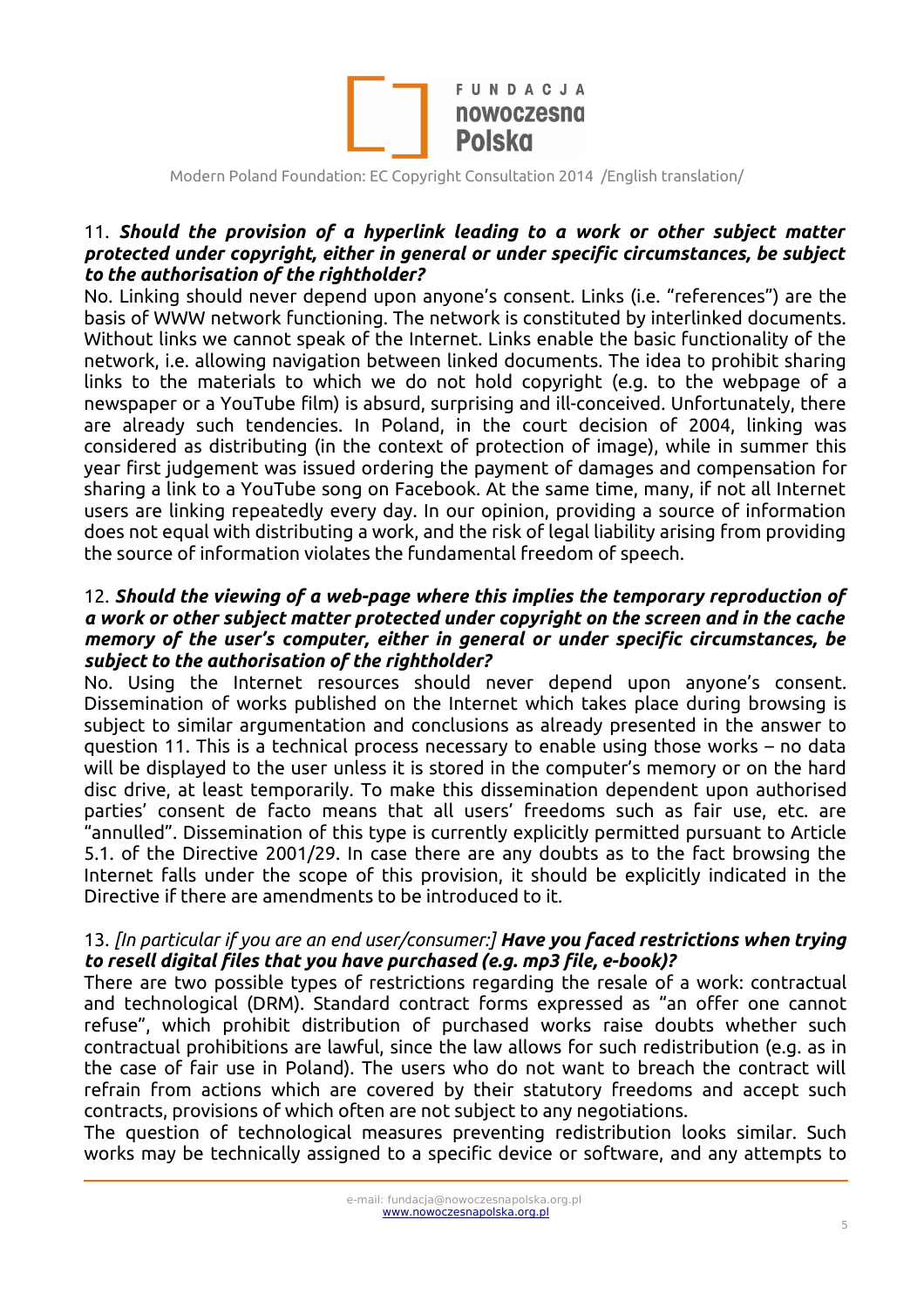11. ***Should the provision of a hyperlink leading to a work or other subject matter protected under copyright, either in general or under specific circumstances, be subject to the authorisation of the rightholder?***

No. Linking should never depend upon anyone's consent. Links (i.e. "references") are the basis of WWW network functioning. The network is constituted by interlinked documents. Without links we cannot speak of the Internet. Links enable the basic functionality of the network, i.e. allowing navigation between linked documents. The idea to prohibit sharing links to the materials to which we do not hold copyright (e.g. to the webpage of a newspaper or a YouTube film) is absurd, surprising and ill-conceived. Unfortunately, there are already such tendencies. In Poland, in the court decision of 2004, linking was considered as distributing (in the context of protection of image), while in summer this year first judgement was issued ordering the payment of damages and compensation for sharing a link to a YouTube song on Facebook. At the same time, many, if not all Internet users are linking repeatedly every day. In our opinion, providing a source of information does not equal with distributing a work, and the risk of legal liability arising from providing the source of information violates the fundamental freedom of speech.

12. ***Should the viewing of a web-page where this implies the temporary reproduction of a work or other subject matter protected under copyright on the screen and in the cache memory of the user's computer, either in general or under specific circumstances, be subject to the authorisation of the rightholder?***

No. Using the Internet resources should never depend upon anyone's consent. Dissemination of works published on the Internet which takes place during browsing is subject to similar argumentation and conclusions as already presented in the answer to question 11. This is a technical process necessary to enable using those works – no data will be displayed to the user unless it is stored in the computer's memory or on the hard disc drive, at least temporarily. To make this dissemination dependent upon authorised parties' consent de facto means that all users' freedoms such as fair use, etc. are "annulled". Dissemination of this type is currently explicitly permitted pursuant to Article 5.1. of the Directive 2001/29. In case there are any doubts as to the fact browsing the Internet falls under the scope of this provision, it should be explicitly indicated in the Directive if there are amendments to be introduced to it.

13. *[In particular if you are an end user/consumer:]* ***Have you faced restrictions when trying to resell digital files that you have purchased (e.g. mp3 file, e-book)?***

There are two possible types of restrictions regarding the resale of a work: contractual and technological (DRM). Standard contract forms expressed as "an offer one cannot refuse", which prohibit distribution of purchased works raise doubts whether such contractual prohibitions are lawful, since the law allows for such redistribution (e.g. as in the case of fair use in Poland). The users who do not want to breach the contract will refrain from actions which are covered by their statutory freedoms and accept such contracts, provisions of which often are not subject to any negotiations.

The question of technological measures preventing redistribution looks similar. Such works may be technically assigned to a specific device or software, and any attempts to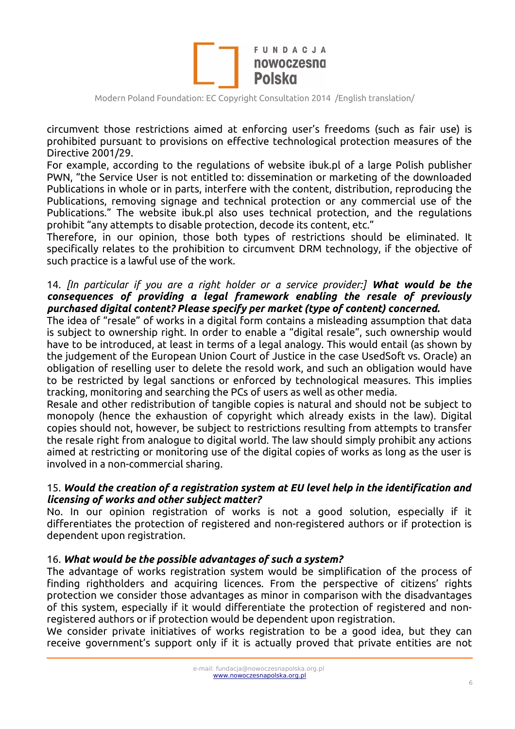circumvent those restrictions aimed at enforcing user's freedoms (such as fair use) is prohibited pursuant to provisions on effective technological protection measures of the Directive 2001/29.
For example, according to the regulations of website ibuk.pl of a large Polish publisher PWN, "the Service User is not entitled to: dissemination or marketing of the downloaded Publications in whole or in parts, interfere with the content, distribution, reproducing the Publications, removing signage and technical protection or any commercial use of the Publications." The website ibuk.pl also uses technical protection, and the regulations prohibit "any attempts to disable protection, decode its content, etc."
Therefore, in our opinion, those both types of restrictions should be eliminated. It specifically relates to the prohibition to circumvent DRM technology, if the objective of such practice is a lawful use of the work.

14. *[In particular if you are a right holder or a service provider:]* ***What would be the consequences of providing a legal framework enabling the resale of previously purchased digital content? Please specify per market (type of content) concerned.***
The idea of "resale" of works in a digital form contains a misleading assumption that data is subject to ownership right. In order to enable a "digital resale", such ownership would have to be introduced, at least in terms of a legal analogy. This would entail (as shown by the judgement of the European Union Court of Justice in the case UsedSoft vs. Oracle) an obligation of reselling user to delete the resold work, and such an obligation would have to be restricted by legal sanctions or enforced by technological measures. This implies tracking, monitoring and searching the PCs of users as well as other media.
Resale and other redistribution of tangible copies is natural and should not be subject to monopoly (hence the exhaustion of copyright which already exists in the law). Digital copies should not, however, be subject to restrictions resulting from attempts to transfer the resale right from analogue to digital world. The law should simply prohibit any actions aimed at restricting or monitoring use of the digital copies of works as long as the user is involved in a non-commercial sharing.

15. ***Would the creation of a registration system at EU level help in the identification and licensing of works and other subject matter?***
No. In our opinion registration of works is not a good solution, especially if it differentiates the protection of registered and non-registered authors or if protection is dependent upon registration.

16. ***What would be the possible advantages of such a system?***
The advantage of works registration system would be simplification of the process of finding rightholders and acquiring licences. From the perspective of citizens' rights protection we consider those advantages as minor in comparison with the disadvantages of this system, especially if it would differentiate the protection of registered and non-registered authors or if protection would be dependent upon registration.
We consider private initiatives of works registration to be a good idea, but they can receive government's support only if it is actually proved that private entities are not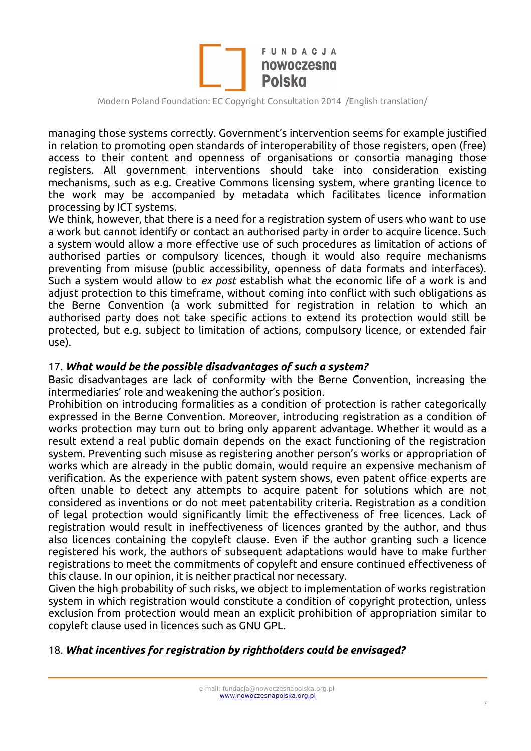managing those systems correctly. Government's intervention seems for example justified in relation to promoting open standards of interoperability of those registers, open (free) access to their content and openness of organisations or consortia managing those registers. All government interventions should take into consideration existing mechanisms, such as e.g. Creative Commons licensing system, where granting licence to the work may be accompanied by metadata which facilitates licence information processing by ICT systems.
We think, however, that there is a need for a registration system of users who want to use a work but cannot identify or contact an authorised party in order to acquire licence. Such a system would allow a more effective use of such procedures as limitation of actions of authorised parties or compulsory licences, though it would also require mechanisms preventing from misuse (public accessibility, openness of data formats and interfaces). Such a system would allow to *ex post* establish what the economic life of a work is and adjust protection to this timeframe, without coming into conflict with such obligations as the Berne Convention (a work submitted for registration in relation to which an authorised party does not take specific actions to extend its protection would still be protected, but e.g. subject to limitation of actions, compulsory licence, or extended fair use).

### 17. *What would be the possible disadvantages of such a system?*

Basic disadvantages are lack of conformity with the Berne Convention, increasing the intermediaries' role and weakening the author's position.
Prohibition on introducing formalities as a condition of protection is rather categorically expressed in the Berne Convention. Moreover, introducing registration as a condition of works protection may turn out to bring only apparent advantage. Whether it would as a result extend a real public domain depends on the exact functioning of the registration system. Preventing such misuse as registering another person's works or appropriation of works which are already in the public domain, would require an expensive mechanism of verification. As the experience with patent system shows, even patent office experts are often unable to detect any attempts to acquire patent for solutions which are not considered as inventions or do not meet patentability criteria. Registration as a condition of legal protection would significantly limit the effectiveness of free licences. Lack of registration would result in ineffectiveness of licences granted by the author, and thus also licences containing the copyleft clause. Even if the author granting such a licence registered his work, the authors of subsequent adaptations would have to make further registrations to meet the commitments of copyleft and ensure continued effectiveness of this clause. In our opinion, it is neither practical nor necessary.
Given the high probability of such risks, we object to implementation of works registration system in which registration would constitute a condition of copyright protection, unless exclusion from protection would mean an explicit prohibition of appropriation similar to copyleft clause used in licences such as GNU GPL.

### 18. *What incentives for registration by rightholders could be envisaged?*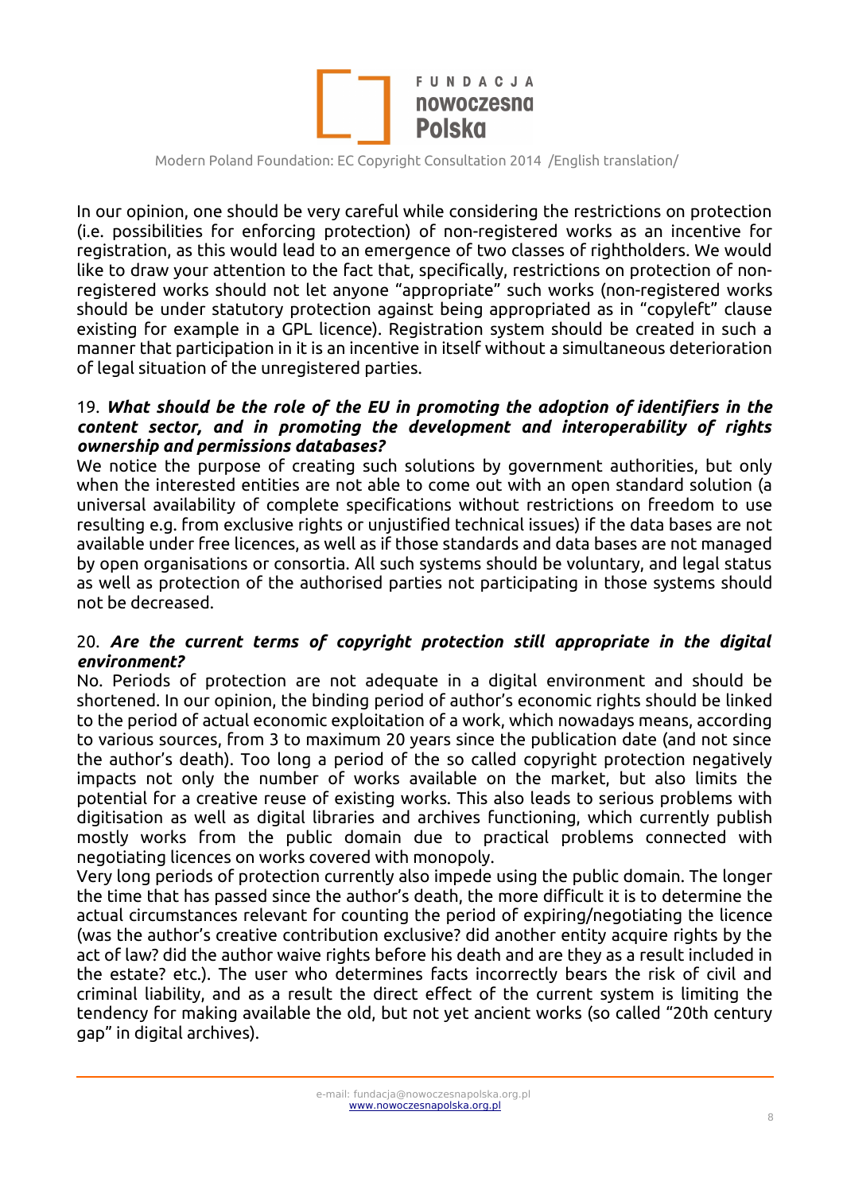In our opinion, one should be very careful while considering the restrictions on protection (i.e. possibilities for enforcing protection) of non-registered works as an incentive for registration, as this would lead to an emergence of two classes of rightholders. We would like to draw your attention to the fact that, specifically, restrictions on protection of non-registered works should not let anyone "appropriate" such works (non-registered works should be under statutory protection against being appropriated as in "copyleft" clause existing for example in a GPL licence). Registration system should be created in such a manner that participation in it is an incentive in itself without a simultaneous deterioration of legal situation of the unregistered parties.

19. ***What should be the role of the EU in promoting the adoption of identifiers in the content sector, and in promoting the development and interoperability of rights ownership and permissions databases?***

We notice the purpose of creating such solutions by government authorities, but only when the interested entities are not able to come out with an open standard solution (a universal availability of complete specifications without restrictions on freedom to use resulting e.g. from exclusive rights or unjustified technical issues) if the data bases are not available under free licences, as well as if those standards and data bases are not managed by open organisations or consortia. All such systems should be voluntary, and legal status as well as protection of the authorised parties not participating in those systems should not be decreased.

20. ***Are the current terms of copyright protection still appropriate in the digital environment?***

No. Periods of protection are not adequate in a digital environment and should be shortened. In our opinion, the binding period of author's economic rights should be linked to the period of actual economic exploitation of a work, which nowadays means, according to various sources, from 3 to maximum 20 years since the publication date (and not since the author's death). Too long a period of the so called copyright protection negatively impacts not only the number of works available on the market, but also limits the potential for a creative reuse of existing works. This also leads to serious problems with digitisation as well as digital libraries and archives functioning, which currently publish mostly works from the public domain due to practical problems connected with negotiating licences on works covered with monopoly.

Very long periods of protection currently also impede using the public domain. The longer the time that has passed since the author's death, the more difficult it is to determine the actual circumstances relevant for counting the period of expiring/negotiating the licence (was the author's creative contribution exclusive? did another entity acquire rights by the act of law? did the author waive rights before his death and are they as a result included in the estate? etc.). The user who determines facts incorrectly bears the risk of civil and criminal liability, and as a result the direct effect of the current system is limiting the tendency for making available the old, but not yet ancient works (so called "20th century gap" in digital archives).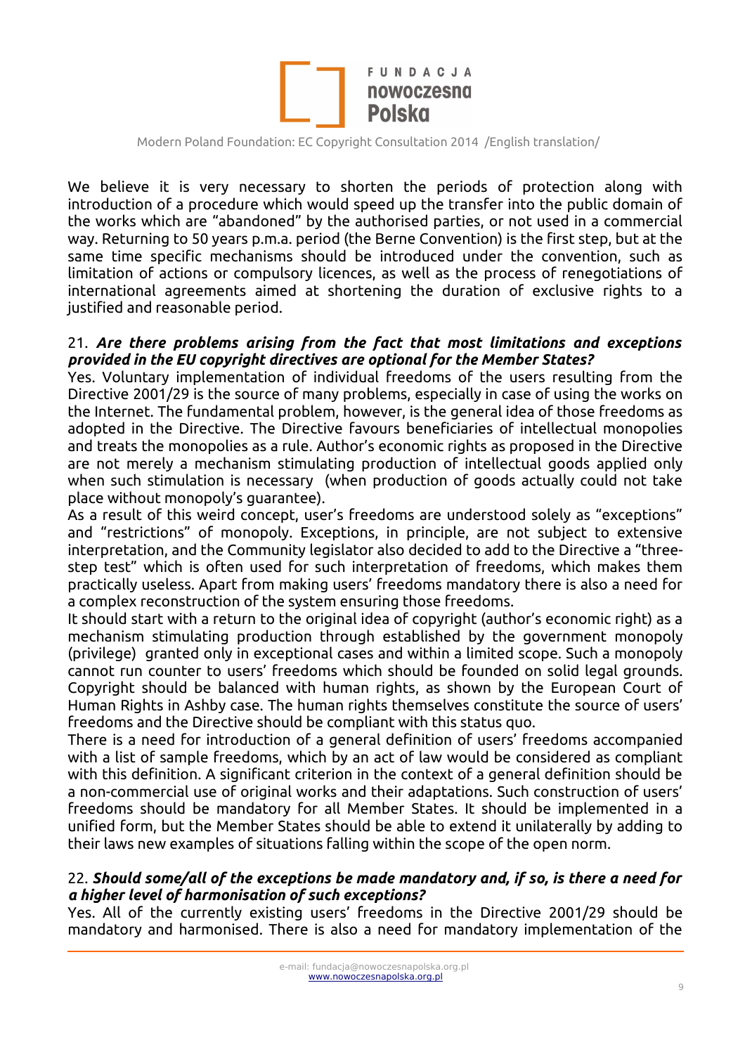We believe it is very necessary to shorten the periods of protection along with introduction of a procedure which would speed up the transfer into the public domain of the works which are "abandoned" by the authorised parties, or not used in a commercial way. Returning to 50 years p.m.a. period (the Berne Convention) is the first step, but at the same time specific mechanisms should be introduced under the convention, such as limitation of actions or compulsory licences, as well as the process of renegotiations of international agreements aimed at shortening the duration of exclusive rights to a justified and reasonable period.

21. ***Are there problems arising from the fact that most limitations and exceptions provided in the EU copyright directives are optional for the Member States?***

Yes. Voluntary implementation of individual freedoms of the users resulting from the Directive 2001/29 is the source of many problems, especially in case of using the works on the Internet. The fundamental problem, however, is the general idea of those freedoms as adopted in the Directive. The Directive favours beneficiaries of intellectual monopolies and treats the monopolies as a rule. Author's economic rights as proposed in the Directive are not merely a mechanism stimulating production of intellectual goods applied only when such stimulation is necessary (when production of goods actually could not take place without monopoly's guarantee).

As a result of this weird concept, user's freedoms are understood solely as "exceptions" and "restrictions" of monopoly. Exceptions, in principle, are not subject to extensive interpretation, and the Community legislator also decided to add to the Directive a "three-step test" which is often used for such interpretation of freedoms, which makes them practically useless. Apart from making users' freedoms mandatory there is also a need for a complex reconstruction of the system ensuring those freedoms.

It should start with a return to the original idea of copyright (author's economic right) as a mechanism stimulating production through established by the government monopoly (privilege) granted only in exceptional cases and within a limited scope. Such a monopoly cannot run counter to users' freedoms which should be founded on solid legal grounds. Copyright should be balanced with human rights, as shown by the European Court of Human Rights in Ashby case. The human rights themselves constitute the source of users' freedoms and the Directive should be compliant with this status quo.

There is a need for introduction of a general definition of users' freedoms accompanied with a list of sample freedoms, which by an act of law would be considered as compliant with this definition. A significant criterion in the context of a general definition should be a non-commercial use of original works and their adaptations. Such construction of users' freedoms should be mandatory for all Member States. It should be implemented in a unified form, but the Member States should be able to extend it unilaterally by adding to their laws new examples of situations falling within the scope of the open norm.

22. ***Should some/all of the exceptions be made mandatory and, if so, is there a need for a higher level of harmonisation of such exceptions?***

Yes. All of the currently existing users' freedoms in the Directive 2001/29 should be mandatory and harmonised. There is also a need for mandatory implementation of the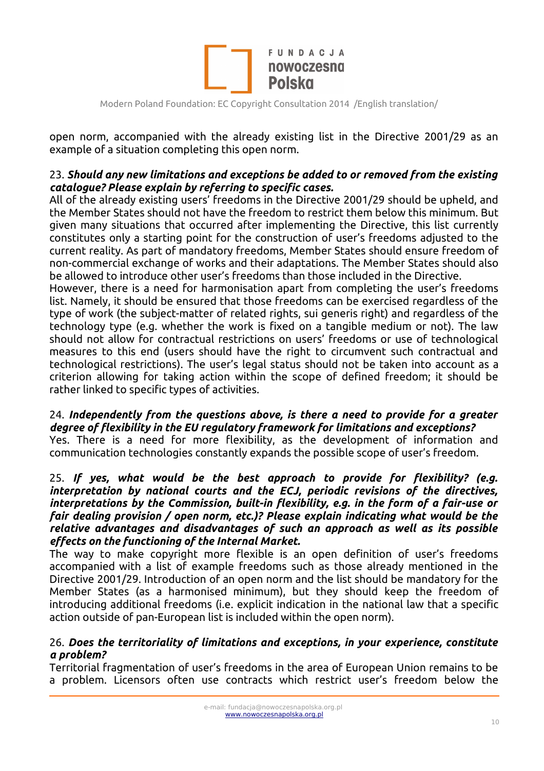open norm, accompanied with the already existing list in the Directive 2001/29 as an example of a situation completing this open norm.

23. ***Should any new limitations and exceptions be added to or removed from the existing catalogue? Please explain by referring to specific cases.***
All of the already existing users' freedoms in the Directive 2001/29 should be upheld, and the Member States should not have the freedom to restrict them below this minimum. But given many situations that occurred after implementing the Directive, this list currently constitutes only a starting point for the construction of user's freedoms adjusted to the current reality. As part of mandatory freedoms, Member States should ensure freedom of non-commercial exchange of works and their adaptations. The Member States should also be allowed to introduce other user's freedoms than those included in the Directive.
However, there is a need for harmonisation apart from completing the user's freedoms list. Namely, it should be ensured that those freedoms can be exercised regardless of the type of work (the subject-matter of related rights, sui generis right) and regardless of the technology type (e.g. whether the work is fixed on a tangible medium or not). The law should not allow for contractual restrictions on users' freedoms or use of technological measures to this end (users should have the right to circumvent such contractual and technological restrictions). The user's legal status should not be taken into account as a criterion allowing for taking action within the scope of defined freedom; it should be rather linked to specific types of activities.

24. ***Independently from the questions above, is there a need to provide for a greater degree of flexibility in the EU regulatory framework for limitations and exceptions?***
Yes. There is a need for more flexibility, as the development of information and communication technologies constantly expands the possible scope of user's freedom.

25. ***If yes, what would be the best approach to provide for flexibility? (e.g. interpretation by national courts and the ECJ, periodic revisions of the directives, interpretations by the Commission, built-in flexibility, e.g. in the form of a fair-use or fair dealing provision / open norm, etc.)? Please explain indicating what would be the relative advantages and disadvantages of such an approach as well as its possible effects on the functioning of the Internal Market.***
The way to make copyright more flexible is an open definition of user's freedoms accompanied with a list of example freedoms such as those already mentioned in the Directive 2001/29. Introduction of an open norm and the list should be mandatory for the Member States (as a harmonised minimum), but they should keep the freedom of introducing additional freedoms (i.e. explicit indication in the national law that a specific action outside of pan-European list is included within the open norm).

26. ***Does the territoriality of limitations and exceptions, in your experience, constitute a problem?***
Territorial fragmentation of user's freedoms in the area of European Union remains to be a problem. Licensors often use contracts which restrict user's freedom below the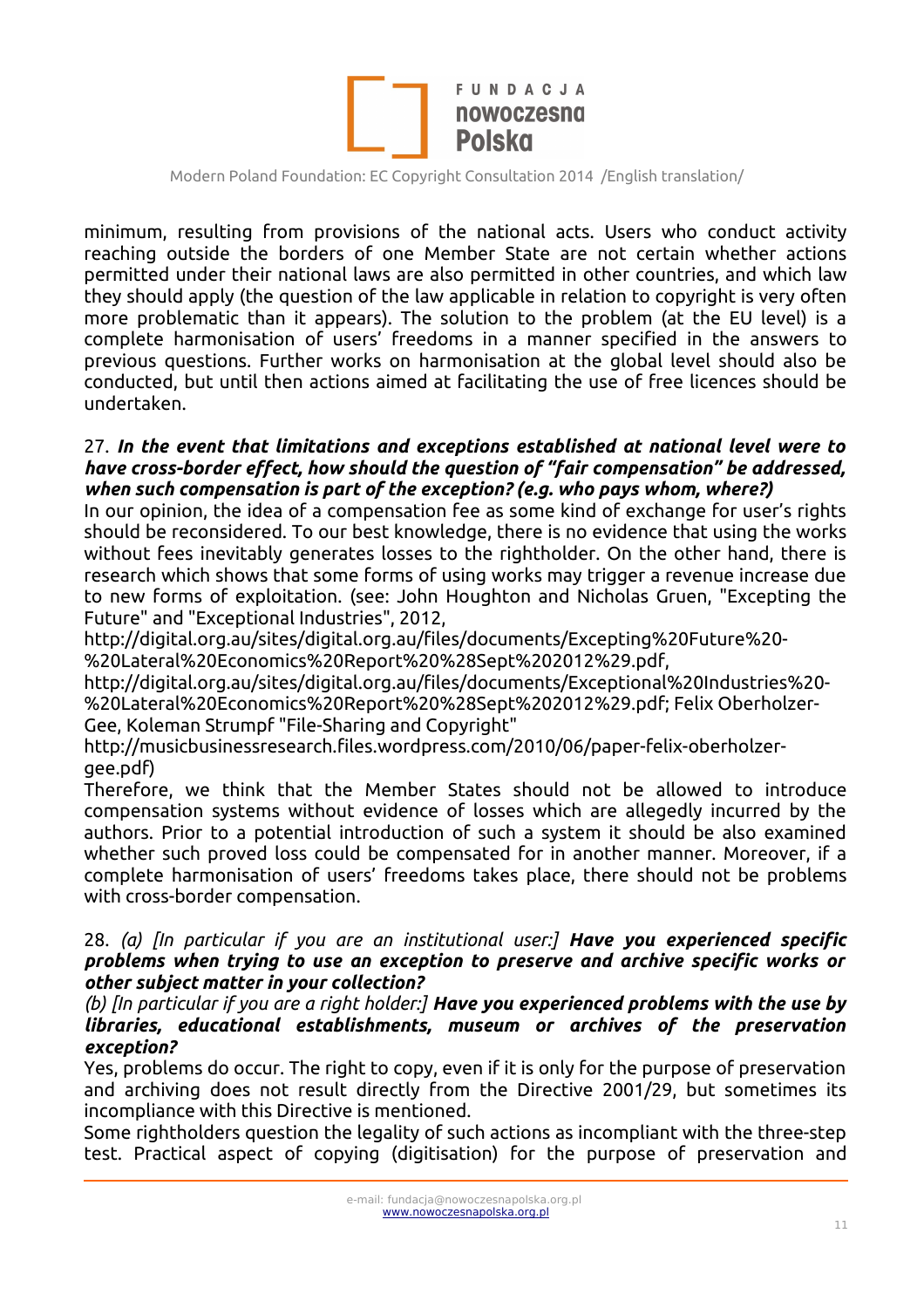minimum, resulting from provisions of the national acts. Users who conduct activity reaching outside the borders of one Member State are not certain whether actions permitted under their national laws are also permitted in other countries, and which law they should apply (the question of the law applicable in relation to copyright is very often more problematic than it appears). The solution to the problem (at the EU level) is a complete harmonisation of users' freedoms in a manner specified in the answers to previous questions. Further works on harmonisation at the global level should also be conducted, but until then actions aimed at facilitating the use of free licences should be undertaken.

27. ***In the event that limitations and exceptions established at national level were to have cross-border effect, how should the question of "fair compensation" be addressed, when such compensation is part of the exception? (e.g. who pays whom, where?)***

In our opinion, the idea of a compensation fee as some kind of exchange for user's rights should be reconsidered. To our best knowledge, there is no evidence that using the works without fees inevitably generates losses to the rightholder. On the other hand, there is research which shows that some forms of using works may trigger a revenue increase due to new forms of exploitation. (see: John Houghton and Nicholas Gruen, "Excepting the Future" and "Exceptional Industries", 2012, http://digital.org.au/sites/digital.org.au/files/documents/Excepting%20Future%20-%20Lateral%20Economics%20Report%20%28Sept%202012%29.pdf, http://digital.org.au/sites/digital.org.au/files/documents/Exceptional%20Industries%20-%20Lateral%20Economics%20Report%20%28Sept%202012%29.pdf; Felix Oberholzer-Gee, Koleman Strumpf "File-Sharing and Copyright" http://musicbusinessresearch.files.wordpress.com/2010/06/paper-felix-oberholzer-gee.pdf)

Therefore, we think that the Member States should not be allowed to introduce compensation systems without evidence of losses which are allegedly incurred by the authors. Prior to a potential introduction of such a system it should be also examined whether such proved loss could be compensated for in another manner. Moreover, if a complete harmonisation of users' freedoms takes place, there should not be problems with cross-border compensation.

28. *(a) [In particular if you are an institutional user:]* ***Have you experienced specific problems when trying to use an exception to preserve and archive specific works or other subject matter in your collection?***

*(b) [In particular if you are a right holder:]* ***Have you experienced problems with the use by libraries, educational establishments, museum or archives of the preservation exception?***

Yes, problems do occur. The right to copy, even if it is only for the purpose of preservation and archiving does not result directly from the Directive 2001/29, but sometimes its incompliance with this Directive is mentioned.

Some rightholders question the legality of such actions as incompliant with the three-step test. Practical aspect of copying (digitisation) for the purpose of preservation and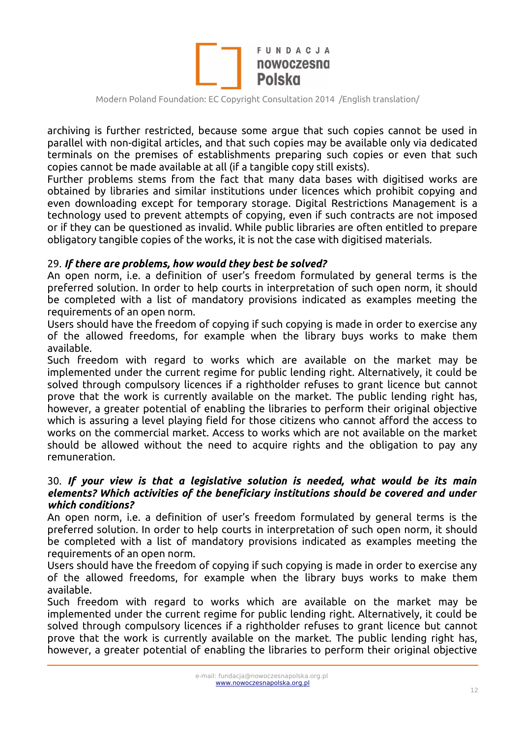archiving is further restricted, because some argue that such copies cannot be used in parallel with non-digital articles, and that such copies may be available only via dedicated terminals on the premises of establishments preparing such copies or even that such copies cannot be made available at all (if a tangible copy still exists).
Further problems stems from the fact that many data bases with digitised works are obtained by libraries and similar institutions under licences which prohibit copying and even downloading except for temporary storage. Digital Restrictions Management is a technology used to prevent attempts of copying, even if such contracts are not imposed or if they can be questioned as invalid. While public libraries are often entitled to prepare obligatory tangible copies of the works, it is not the case with digitised materials.

29. ***If there are problems, how would they best be solved?***
An open norm, i.e. a definition of user's freedom formulated by general terms is the preferred solution. In order to help courts in interpretation of such open norm, it should be completed with a list of mandatory provisions indicated as examples meeting the requirements of an open norm.
Users should have the freedom of copying if such copying is made in order to exercise any of the allowed freedoms, for example when the library buys works to make them available.
Such freedom with regard to works which are available on the market may be implemented under the current regime for public lending right. Alternatively, it could be solved through compulsory licences if a rightholder refuses to grant licence but cannot prove that the work is currently available on the market. The public lending right has, however, a greater potential of enabling the libraries to perform their original objective which is assuring a level playing field for those citizens who cannot afford the access to works on the commercial market. Access to works which are not available on the market should be allowed without the need to acquire rights and the obligation to pay any remuneration.

30. ***If your view is that a legislative solution is needed, what would be its main elements? Which activities of the beneficiary institutions should be covered and under which conditions?***
An open norm, i.e. a definition of user's freedom formulated by general terms is the preferred solution. In order to help courts in interpretation of such open norm, it should be completed with a list of mandatory provisions indicated as examples meeting the requirements of an open norm.
Users should have the freedom of copying if such copying is made in order to exercise any of the allowed freedoms, for example when the library buys works to make them available.
Such freedom with regard to works which are available on the market may be implemented under the current regime for public lending right. Alternatively, it could be solved through compulsory licences if a rightholder refuses to grant licence but cannot prove that the work is currently available on the market. The public lending right has, however, a greater potential of enabling the libraries to perform their original objective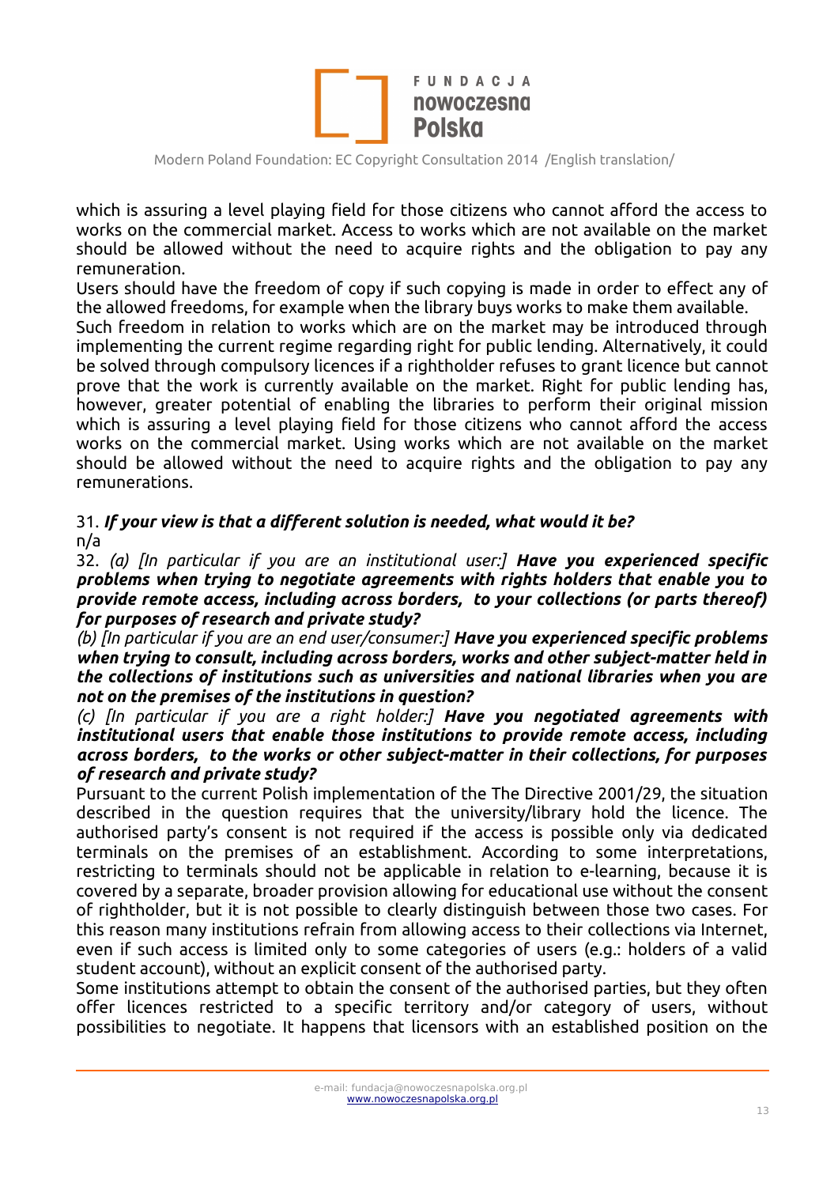which is assuring a level playing field for those citizens who cannot afford the access to works on the commercial market. Access to works which are not available on the market should be allowed without the need to acquire rights and the obligation to pay any remuneration.

Users should have the freedom of copy if such copying is made in order to effect any of the allowed freedoms, for example when the library buys works to make them available.

Such freedom in relation to works which are on the market may be introduced through implementing the current regime regarding right for public lending. Alternatively, it could be solved through compulsory licences if a rightholder refuses to grant licence but cannot prove that the work is currently available on the market. Right for public lending has, however, greater potential of enabling the libraries to perform their original mission which is assuring a level playing field for those citizens who cannot afford the access works on the commercial market. Using works which are not available on the market should be allowed without the need to acquire rights and the obligation to pay any remunerations.

31. ***If your view is that a different solution is needed, what would it be?***

n/a

32. *(a) [In particular if you are an institutional user:]* ***Have you experienced specific problems when trying to negotiate agreements with rights holders that enable you to provide remote access, including across borders, to your collections (or parts thereof) for purposes of research and private study?***

*(b) [In particular if you are an end user/consumer:]* ***Have you experienced specific problems when trying to consult, including across borders, works and other subject-matter held in the collections of institutions such as universities and national libraries when you are not on the premises of the institutions in question?***

*(c) [In particular if you are a right holder:]* ***Have you negotiated agreements with institutional users that enable those institutions to provide remote access, including across borders, to the works or other subject-matter in their collections, for purposes of research and private study?***

Pursuant to the current Polish implementation of the The Directive 2001/29, the situation described in the question requires that the university/library hold the licence. The authorised party's consent is not required if the access is possible only via dedicated terminals on the premises of an establishment. According to some interpretations, restricting to terminals should not be applicable in relation to e-learning, because it is covered by a separate, broader provision allowing for educational use without the consent of rightholder, but it is not possible to clearly distinguish between those two cases. For this reason many institutions refrain from allowing access to their collections via Internet, even if such access is limited only to some categories of users (e.g.: holders of a valid student account), without an explicit consent of the authorised party.

Some institutions attempt to obtain the consent of the authorised parties, but they often offer licences restricted to a specific territory and/or category of users, without possibilities to negotiate. It happens that licensors with an established position on the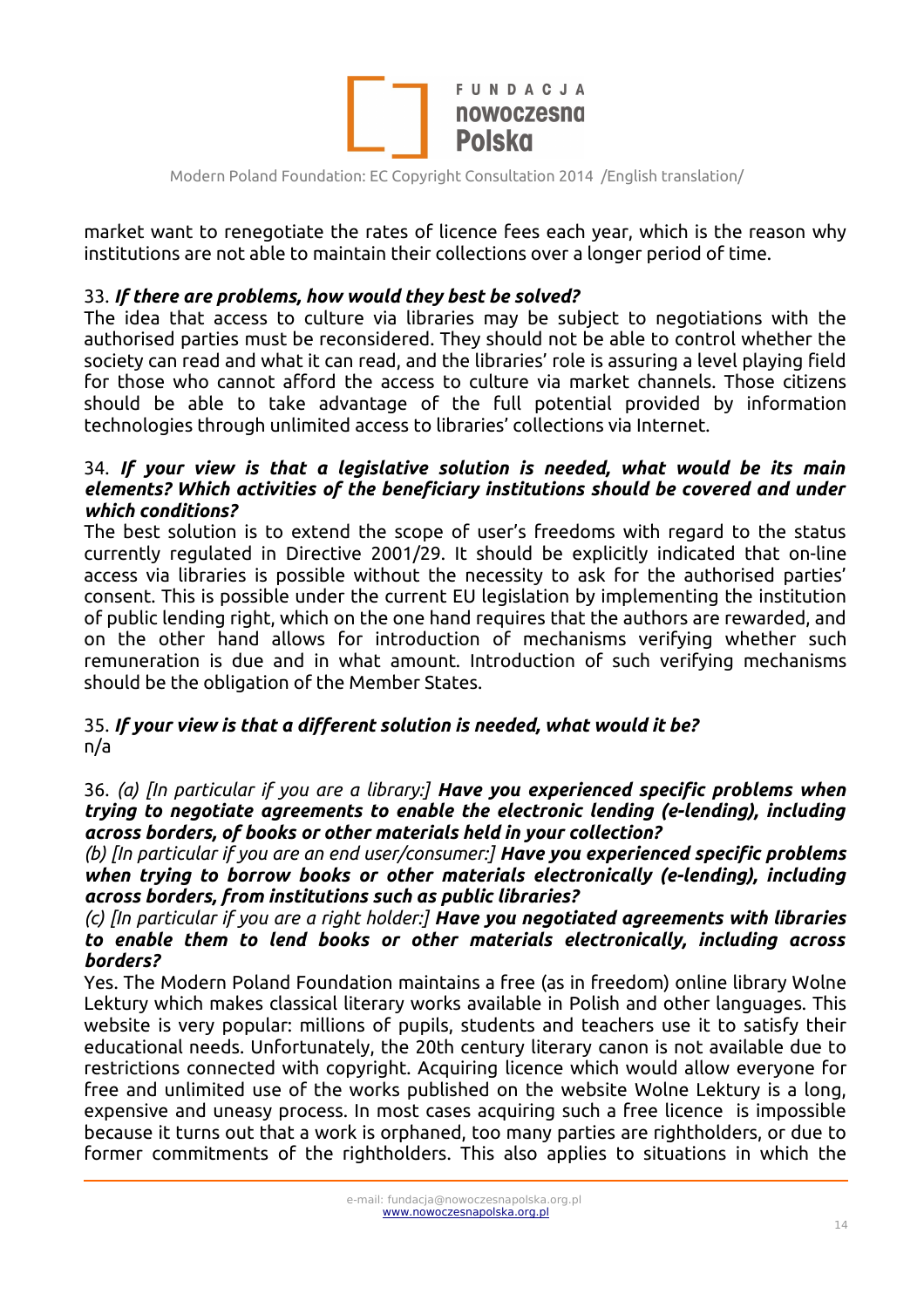market want to renegotiate the rates of licence fees each year, which is the reason why institutions are not able to maintain their collections over a longer period of time.

33. ***If there are problems, how would they best be solved?***

The idea that access to culture via libraries may be subject to negotiations with the authorised parties must be reconsidered. They should not be able to control whether the society can read and what it can read, and the libraries' role is assuring a level playing field for those who cannot afford the access to culture via market channels. Those citizens should be able to take advantage of the full potential provided by information technologies through unlimited access to libraries' collections via Internet.

34. ***If your view is that a legislative solution is needed, what would be its main elements? Which activities of the beneficiary institutions should be covered and under which conditions?***

The best solution is to extend the scope of user's freedoms with regard to the status currently regulated in Directive 2001/29. It should be explicitly indicated that on-line access via libraries is possible without the necessity to ask for the authorised parties' consent. This is possible under the current EU legislation by implementing the institution of public lending right, which on the one hand requires that the authors are rewarded, and on the other hand allows for introduction of mechanisms verifying whether such remuneration is due and in what amount. Introduction of such verifying mechanisms should be the obligation of the Member States.

35. ***If your view is that a different solution is needed, what would it be?***

n/a

36. *(a) [In particular if you are a library:]* ***Have you experienced specific problems when trying to negotiate agreements to enable the electronic lending (e-lending), including across borders, of books or other materials held in your collection?***

*(b) [In particular if you are an end user/consumer:]* ***Have you experienced specific problems when trying to borrow books or other materials electronically (e-lending), including across borders, from institutions such as public libraries?***

*(c) [In particular if you are a right holder:]* ***Have you negotiated agreements with libraries to enable them to lend books or other materials electronically, including across borders?***

Yes. The Modern Poland Foundation maintains a free (as in freedom) online library Wolne Lektury which makes classical literary works available in Polish and other languages. This website is very popular: millions of pupils, students and teachers use it to satisfy their educational needs. Unfortunately, the 20th century literary canon is not available due to restrictions connected with copyright. Acquiring licence which would allow everyone for free and unlimited use of the works published on the website Wolne Lektury is a long, expensive and uneasy process. In most cases acquiring such a free licence is impossible because it turns out that a work is orphaned, too many parties are rightholders, or due to former commitments of the rightholders. This also applies to situations in which the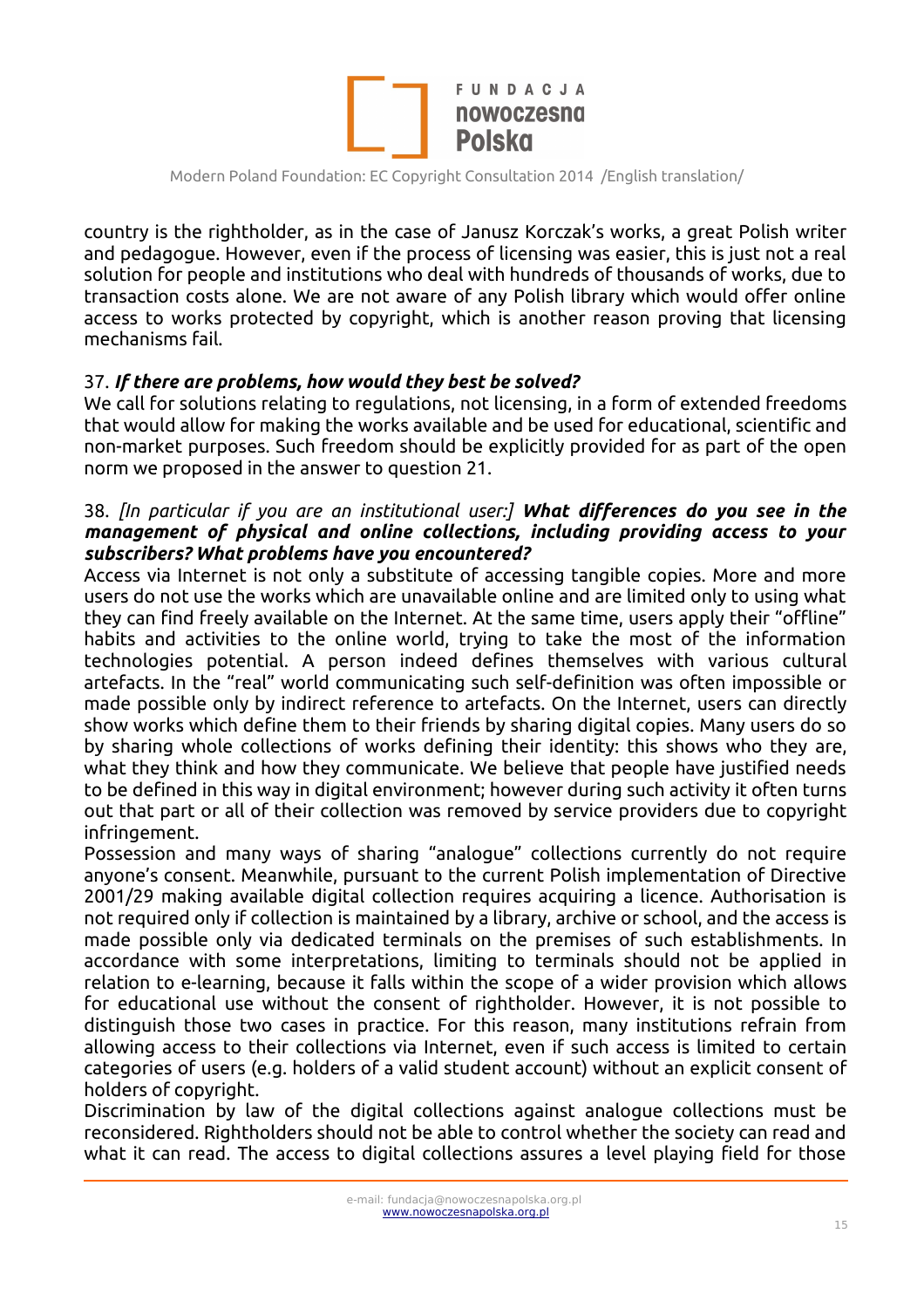country is the rightholder, as in the case of Janusz Korczak's works, a great Polish writer and pedagogue. However, even if the process of licensing was easier, this is just not a real solution for people and institutions who deal with hundreds of thousands of works, due to transaction costs alone. We are not aware of any Polish library which would offer online access to works protected by copyright, which is another reason proving that licensing mechanisms fail.

37. ***If there are problems, how would they best be solved?***
We call for solutions relating to regulations, not licensing, in a form of extended freedoms that would allow for making the works available and be used for educational, scientific and non-market purposes. Such freedom should be explicitly provided for as part of the open norm we proposed in the answer to question 21.

38. *[In particular if you are an institutional user:]* ***What differences do you see in the management of physical and online collections, including providing access to your subscribers? What problems have you encountered?***
Access via Internet is not only a substitute of accessing tangible copies. More and more users do not use the works which are unavailable online and are limited only to using what they can find freely available on the Internet. At the same time, users apply their "offline" habits and activities to the online world, trying to take the most of the information technologies potential. A person indeed defines themselves with various cultural artefacts. In the "real" world communicating such self-definition was often impossible or made possible only by indirect reference to artefacts. On the Internet, users can directly show works which define them to their friends by sharing digital copies. Many users do so by sharing whole collections of works defining their identity: this shows who they are, what they think and how they communicate. We believe that people have justified needs to be defined in this way in digital environment; however during such activity it often turns out that part or all of their collection was removed by service providers due to copyright infringement.
Possession and many ways of sharing "analogue" collections currently do not require anyone's consent. Meanwhile, pursuant to the current Polish implementation of Directive 2001/29 making available digital collection requires acquiring a licence. Authorisation is not required only if collection is maintained by a library, archive or school, and the access is made possible only via dedicated terminals on the premises of such establishments. In accordance with some interpretations, limiting to terminals should not be applied in relation to e-learning, because it falls within the scope of a wider provision which allows for educational use without the consent of rightholder. However, it is not possible to distinguish those two cases in practice. For this reason, many institutions refrain from allowing access to their collections via Internet, even if such access is limited to certain categories of users (e.g. holders of a valid student account) without an explicit consent of holders of copyright.
Discrimination by law of the digital collections against analogue collections must be reconsidered. Rightholders should not be able to control whether the society can read and what it can read. The access to digital collections assures a level playing field for those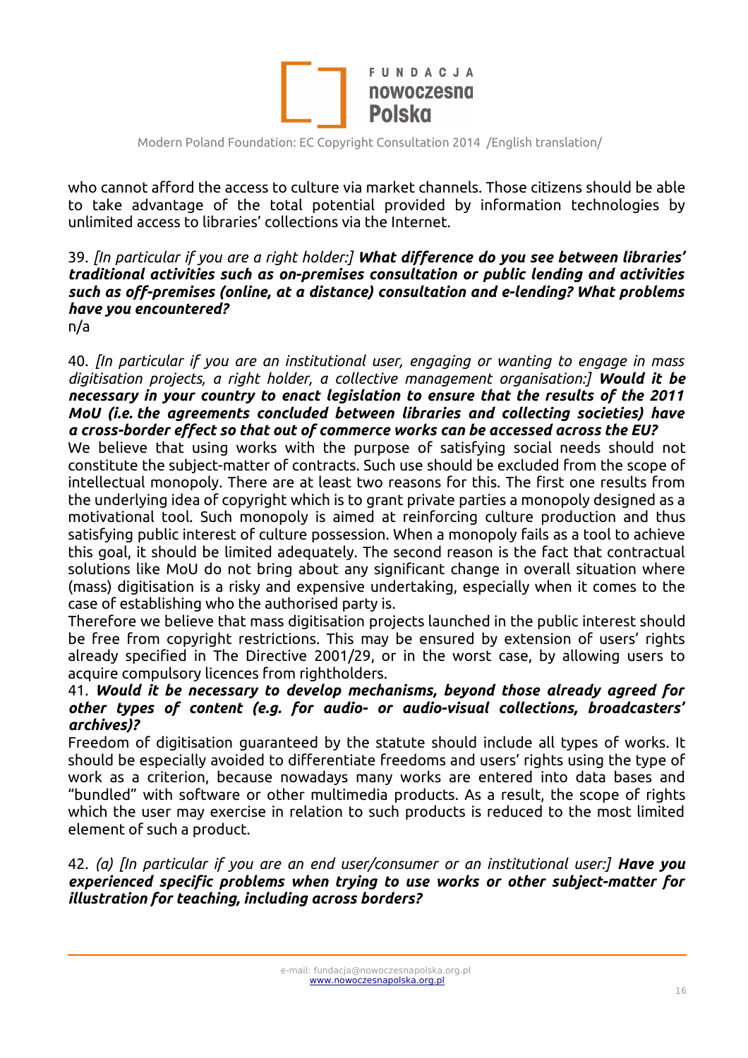who cannot afford the access to culture via market channels. Those citizens should be able to take advantage of the total potential provided by information technologies by unlimited access to libraries' collections via the Internet.

39. *[In particular if you are a right holder:]* ***What difference do you see between libraries' traditional activities such as on-premises consultation or public lending and activities such as off-premises (online, at a distance) consultation and e-lending? What problems have you encountered?***
n/a

40. *[In particular if you are an institutional user, engaging or wanting to engage in mass digitisation projects, a right holder, a collective management organisation:]* ***Would it be necessary in your country to enact legislation to ensure that the results of the 2011 MoU (i.e. the agreements concluded between libraries and collecting societies) have a cross-border effect so that out of commerce works can be accessed across the EU?***

We believe that using works with the purpose of satisfying social needs should not constitute the subject-matter of contracts. Such use should be excluded from the scope of intellectual monopoly. There are at least two reasons for this. The first one results from the underlying idea of copyright which is to grant private parties a monopoly designed as a motivational tool. Such monopoly is aimed at reinforcing culture production and thus satisfying public interest of culture possession. When a monopoly fails as a tool to achieve this goal, it should be limited adequately. The second reason is the fact that contractual solutions like MoU do not bring about any significant change in overall situation where (mass) digitisation is a risky and expensive undertaking, especially when it comes to the case of establishing who the authorised party is.

Therefore we believe that mass digitisation projects launched in the public interest should be free from copyright restrictions. This may be ensured by extension of users' rights already specified in The Directive 2001/29, or in the worst case, by allowing users to acquire compulsory licences from rightholders.

41. ***Would it be necessary to develop mechanisms, beyond those already agreed for other types of content (e.g. for audio- or audio-visual collections, broadcasters' archives)?***

Freedom of digitisation guaranteed by the statute should include all types of works. It should be especially avoided to differentiate freedoms and users' rights using the type of work as a criterion, because nowadays many works are entered into data bases and "bundled" with software or other multimedia products. As a result, the scope of rights which the user may exercise in relation to such products is reduced to the most limited element of such a product.

42. *(a) [In particular if you are an end user/consumer or an institutional user:]* ***Have you experienced specific problems when trying to use works or other subject-matter for illustration for teaching, including across borders?***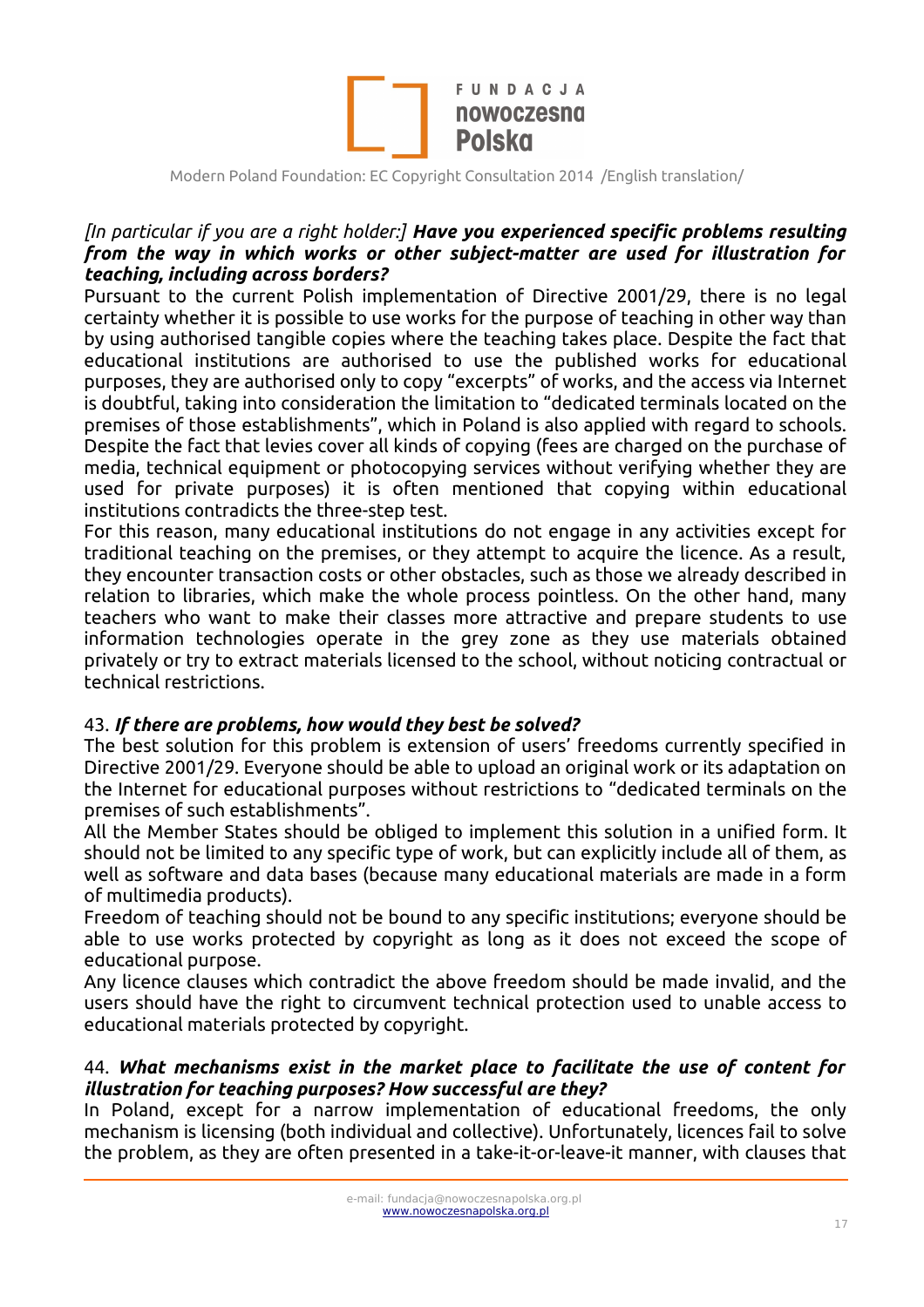*[In particular if you are a right holder:]* ***Have you experienced specific problems resulting from the way in which works or other subject-matter are used for illustration for teaching, including across borders?***

Pursuant to the current Polish implementation of Directive 2001/29, there is no legal certainty whether it is possible to use works for the purpose of teaching in other way than by using authorised tangible copies where the teaching takes place. Despite the fact that educational institutions are authorised to use the published works for educational purposes, they are authorised only to copy "excerpts" of works, and the access via Internet is doubtful, taking into consideration the limitation to "dedicated terminals located on the premises of those establishments", which in Poland is also applied with regard to schools. Despite the fact that levies cover all kinds of copying (fees are charged on the purchase of media, technical equipment or photocopying services without verifying whether they are used for private purposes) it is often mentioned that copying within educational institutions contradicts the three-step test.

For this reason, many educational institutions do not engage in any activities except for traditional teaching on the premises, or they attempt to acquire the licence. As a result, they encounter transaction costs or other obstacles, such as those we already described in relation to libraries, which make the whole process pointless. On the other hand, many teachers who want to make their classes more attractive and prepare students to use information technologies operate in the grey zone as they use materials obtained privately or try to extract materials licensed to the school, without noticing contractual or technical restrictions.

43. ***If there are problems, how would they best be solved?***

The best solution for this problem is extension of users' freedoms currently specified in Directive 2001/29. Everyone should be able to upload an original work or its adaptation on the Internet for educational purposes without restrictions to "dedicated terminals on the premises of such establishments".

All the Member States should be obliged to implement this solution in a unified form. It should not be limited to any specific type of work, but can explicitly include all of them, as well as software and data bases (because many educational materials are made in a form of multimedia products).

Freedom of teaching should not be bound to any specific institutions; everyone should be able to use works protected by copyright as long as it does not exceed the scope of educational purpose.

Any licence clauses which contradict the above freedom should be made invalid, and the users should have the right to circumvent technical protection used to unable access to educational materials protected by copyright.

44. ***What mechanisms exist in the market place to facilitate the use of content for illustration for teaching purposes? How successful are they?***

In Poland, except for a narrow implementation of educational freedoms, the only mechanism is licensing (both individual and collective). Unfortunately, licences fail to solve the problem, as they are often presented in a take-it-or-leave-it manner, with clauses that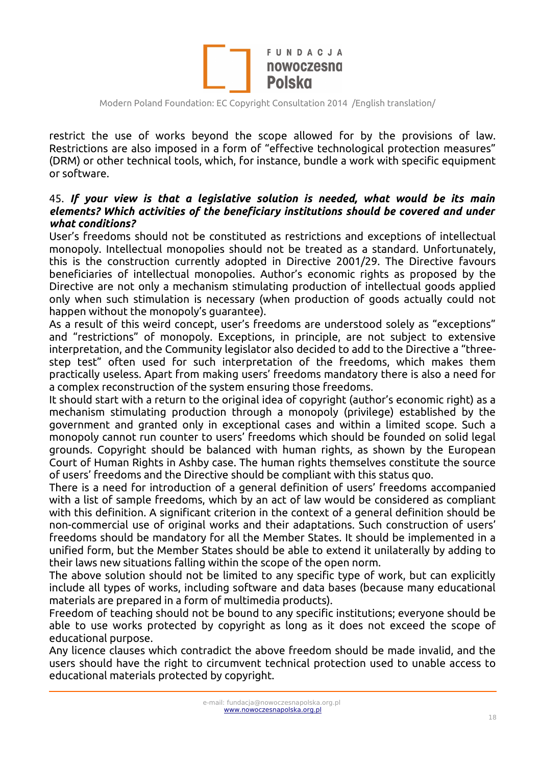restrict the use of works beyond the scope allowed for by the provisions of law. Restrictions are also imposed in a form of "effective technological protection measures" (DRM) or other technical tools, which, for instance, bundle a work with specific equipment or software.

### 45. *If your view is that a legislative solution is needed, what would be its main elements? Which activities of the beneficiary institutions should be covered and under what conditions?*

User's freedoms should not be constituted as restrictions and exceptions of intellectual monopoly. Intellectual monopolies should not be treated as a standard. Unfortunately, this is the construction currently adopted in Directive 2001/29. The Directive favours beneficiaries of intellectual monopolies. Author's economic rights as proposed by the Directive are not only a mechanism stimulating production of intellectual goods applied only when such stimulation is necessary (when production of goods actually could not happen without the monopoly's guarantee).

As a result of this weird concept, user's freedoms are understood solely as "exceptions" and "restrictions" of monopoly. Exceptions, in principle, are not subject to extensive interpretation, and the Community legislator also decided to add to the Directive a "three-step test" often used for such interpretation of the freedoms, which makes them practically useless. Apart from making users' freedoms mandatory there is also a need for a complex reconstruction of the system ensuring those freedoms.

It should start with a return to the original idea of copyright (author's economic right) as a mechanism stimulating production through a monopoly (privilege) established by the government and granted only in exceptional cases and within a limited scope. Such a monopoly cannot run counter to users' freedoms which should be founded on solid legal grounds. Copyright should be balanced with human rights, as shown by the European Court of Human Rights in Ashby case. The human rights themselves constitute the source of users' freedoms and the Directive should be compliant with this status quo.

There is a need for introduction of a general definition of users' freedoms accompanied with a list of sample freedoms, which by an act of law would be considered as compliant with this definition. A significant criterion in the context of a general definition should be non-commercial use of original works and their adaptations. Such construction of users' freedoms should be mandatory for all the Member States. It should be implemented in a unified form, but the Member States should be able to extend it unilaterally by adding to their laws new situations falling within the scope of the open norm.

The above solution should not be limited to any specific type of work, but can explicitly include all types of works, including software and data bases (because many educational materials are prepared in a form of multimedia products).

Freedom of teaching should not be bound to any specific institutions; everyone should be able to use works protected by copyright as long as it does not exceed the scope of educational purpose.

Any licence clauses which contradict the above freedom should be made invalid, and the users should have the right to circumvent technical protection used to unable access to educational materials protected by copyright.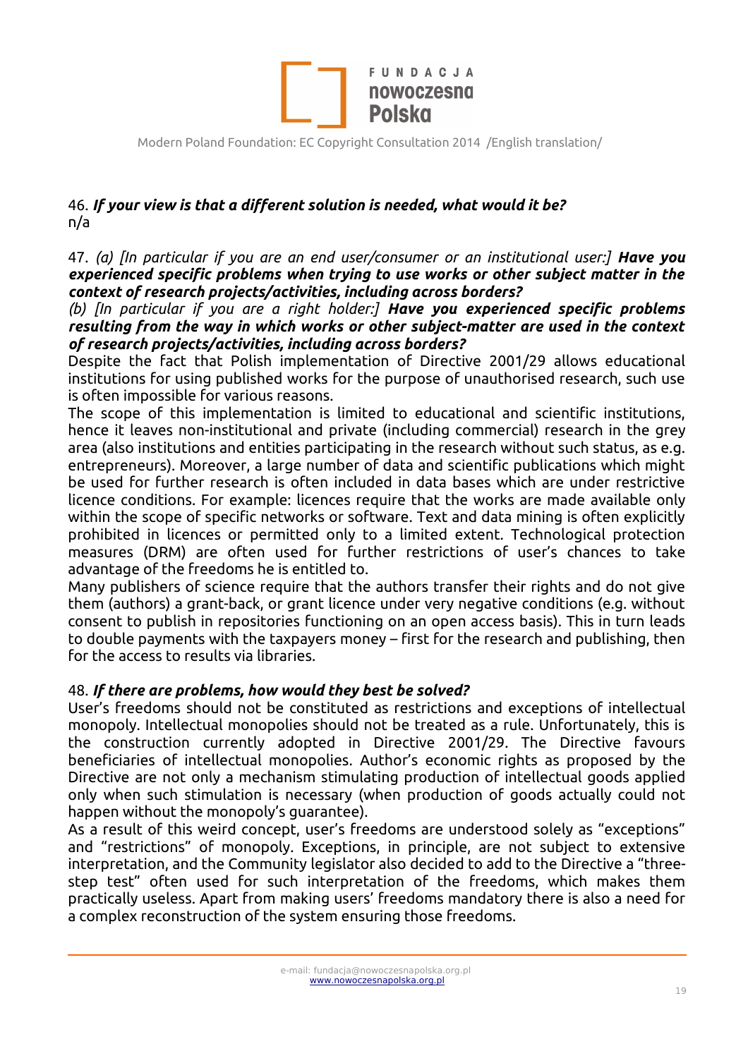46. ***If your view is that a different solution is needed, what would it be?***
n/a

47. *(a) [In particular if you are an end user/consumer or an institutional user:]* ***Have you experienced specific problems when trying to use works or other subject matter in the context of research projects/activities, including across borders?***
*(b) [In particular if you are a right holder:]* ***Have you experienced specific problems resulting from the way in which works or other subject-matter are used in the context of research projects/activities, including across borders?***
Despite the fact that Polish implementation of Directive 2001/29 allows educational institutions for using published works for the purpose of unauthorised research, such use is often impossible for various reasons.
The scope of this implementation is limited to educational and scientific institutions, hence it leaves non-institutional and private (including commercial) research in the grey area (also institutions and entities participating in the research without such status, as e.g. entrepreneurs). Moreover, a large number of data and scientific publications which might be used for further research is often included in data bases which are under restrictive licence conditions. For example: licences require that the works are made available only within the scope of specific networks or software. Text and data mining is often explicitly prohibited in licences or permitted only to a limited extent. Technological protection measures (DRM) are often used for further restrictions of user's chances to take advantage of the freedoms he is entitled to.
Many publishers of science require that the authors transfer their rights and do not give them (authors) a grant-back, or grant licence under very negative conditions (e.g. without consent to publish in repositories functioning on an open access basis). This in turn leads to double payments with the taxpayers money – first for the research and publishing, then for the access to results via libraries.

48. ***If there are problems, how would they best be solved?***
User's freedoms should not be constituted as restrictions and exceptions of intellectual monopoly. Intellectual monopolies should not be treated as a rule. Unfortunately, this is the construction currently adopted in Directive 2001/29. The Directive favours beneficiaries of intellectual monopolies. Author's economic rights as proposed by the Directive are not only a mechanism stimulating production of intellectual goods applied only when such stimulation is necessary (when production of goods actually could not happen without the monopoly's guarantee).
As a result of this weird concept, user's freedoms are understood solely as "exceptions" and "restrictions" of monopoly. Exceptions, in principle, are not subject to extensive interpretation, and the Community legislator also decided to add to the Directive a "three-step test" often used for such interpretation of the freedoms, which makes them practically useless. Apart from making users' freedoms mandatory there is also a need for a complex reconstruction of the system ensuring those freedoms.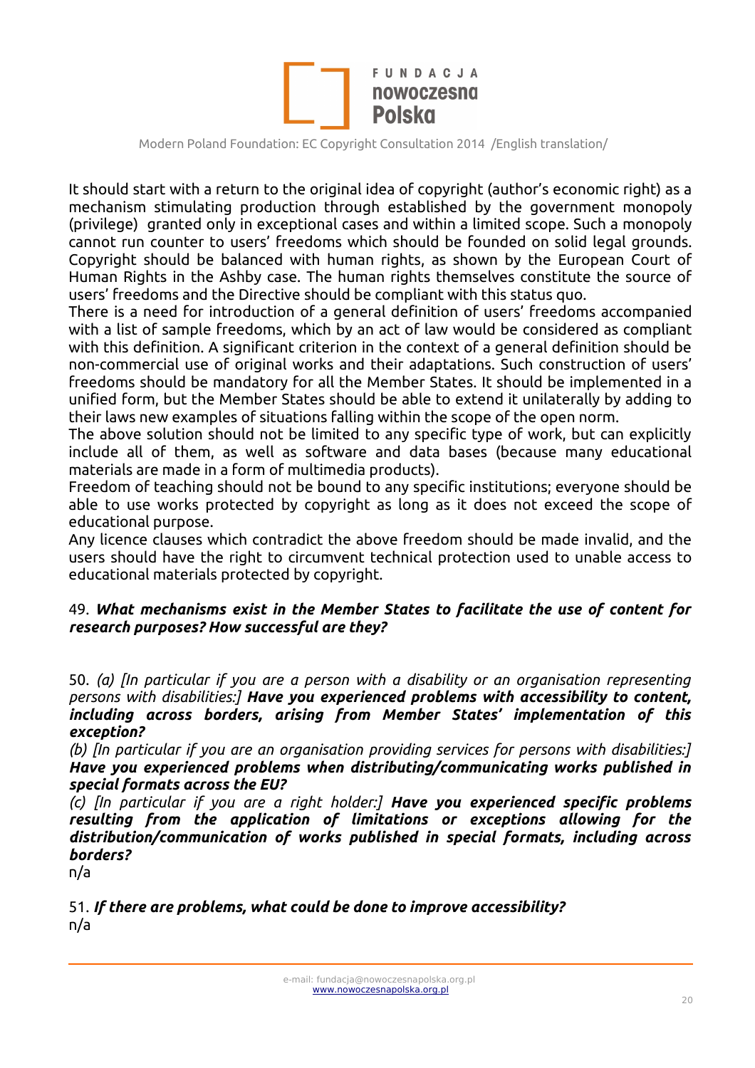It should start with a return to the original idea of copyright (author's economic right) as a mechanism stimulating production through established by the government monopoly (privilege) granted only in exceptional cases and within a limited scope. Such a monopoly cannot run counter to users' freedoms which should be founded on solid legal grounds. Copyright should be balanced with human rights, as shown by the European Court of Human Rights in the Ashby case. The human rights themselves constitute the source of users' freedoms and the Directive should be compliant with this status quo.

There is a need for introduction of a general definition of users' freedoms accompanied with a list of sample freedoms, which by an act of law would be considered as compliant with this definition. A significant criterion in the context of a general definition should be non-commercial use of original works and their adaptations. Such construction of users' freedoms should be mandatory for all the Member States. It should be implemented in a unified form, but the Member States should be able to extend it unilaterally by adding to their laws new examples of situations falling within the scope of the open norm.

The above solution should not be limited to any specific type of work, but can explicitly include all of them, as well as software and data bases (because many educational materials are made in a form of multimedia products).

Freedom of teaching should not be bound to any specific institutions; everyone should be able to use works protected by copyright as long as it does not exceed the scope of educational purpose.

Any licence clauses which contradict the above freedom should be made invalid, and the users should have the right to circumvent technical protection used to unable access to educational materials protected by copyright.

49. ***What mechanisms exist in the Member States to facilitate the use of content for research purposes? How successful are they?***

50. *(a) [In particular if you are a person with a disability or an organisation representing persons with disabilities:]* ***Have you experienced problems with accessibility to content, including across borders, arising from Member States' implementation of this exception?***

*(b) [In particular if you are an organisation providing services for persons with disabilities:]* ***Have you experienced problems when distributing/communicating works published in special formats across the EU?***

*(c) [In particular if you are a right holder:]* ***Have you experienced specific problems resulting from the application of limitations or exceptions allowing for the distribution/communication of works published in special formats, including across borders?***

n/a

51. ***If there are problems, what could be done to improve accessibility?***

n/a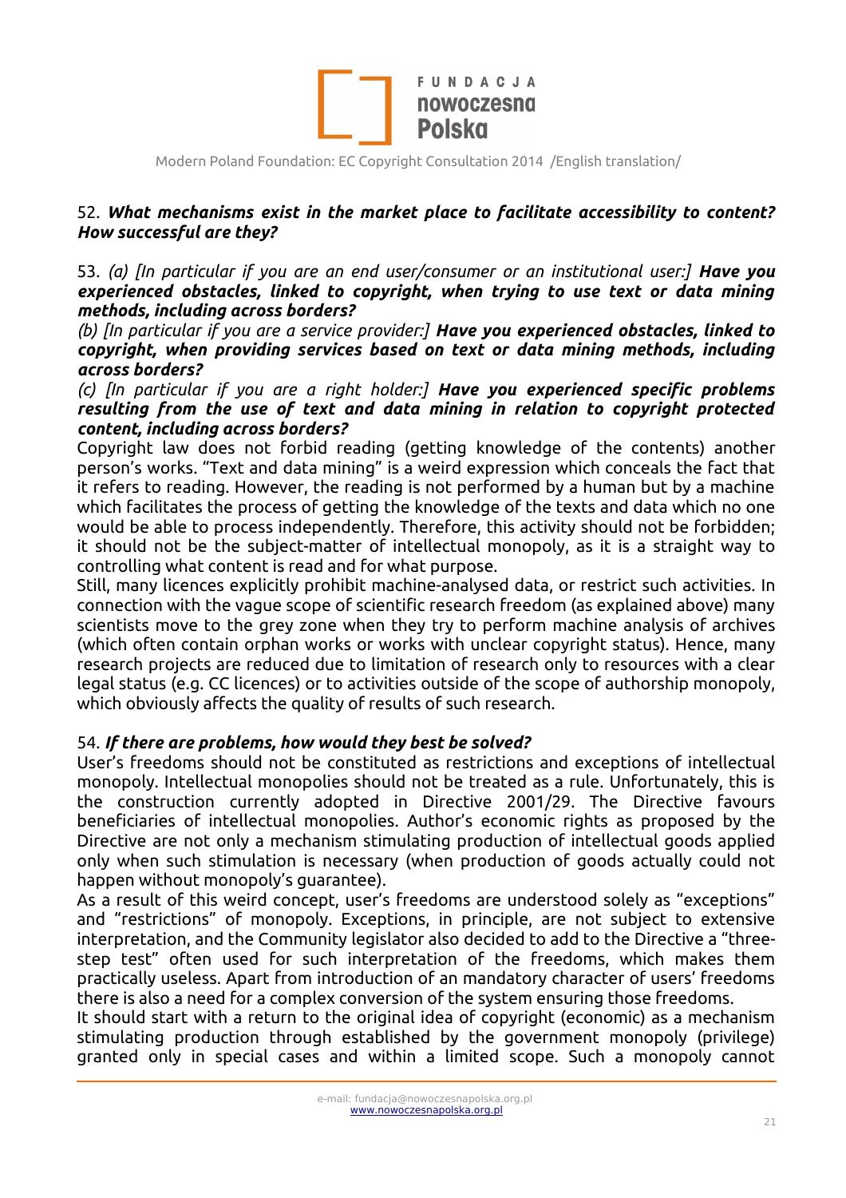52. ***What mechanisms exist in the market place to facilitate accessibility to content? How successful are they?***

53. *(a) [In particular if you are an end user/consumer or an institutional user:]* ***Have you experienced obstacles, linked to copyright, when trying to use text or data mining methods, including across borders?***
*(b) [In particular if you are a service provider:]* ***Have you experienced obstacles, linked to copyright, when providing services based on text or data mining methods, including across borders?***
*(c) [In particular if you are a right holder:]* ***Have you experienced specific problems resulting from the use of text and data mining in relation to copyright protected content, including across borders?***
Copyright law does not forbid reading (getting knowledge of the contents) another person's works. "Text and data mining" is a weird expression which conceals the fact that it refers to reading. However, the reading is not performed by a human but by a machine which facilitates the process of getting the knowledge of the texts and data which no one would be able to process independently. Therefore, this activity should not be forbidden; it should not be the subject-matter of intellectual monopoly, as it is a straight way to controlling what content is read and for what purpose.
Still, many licences explicitly prohibit machine-analysed data, or restrict such activities. In connection with the vague scope of scientific research freedom (as explained above) many scientists move to the grey zone when they try to perform machine analysis of archives (which often contain orphan works or works with unclear copyright status). Hence, many research projects are reduced due to limitation of research only to resources with a clear legal status (e.g. CC licences) or to activities outside of the scope of authorship monopoly, which obviously affects the quality of results of such research.

54. ***If there are problems, how would they best be solved?***
User's freedoms should not be constituted as restrictions and exceptions of intellectual monopoly. Intellectual monopolies should not be treated as a rule. Unfortunately, this is the construction currently adopted in Directive 2001/29. The Directive favours beneficiaries of intellectual monopolies. Author's economic rights as proposed by the Directive are not only a mechanism stimulating production of intellectual goods applied only when such stimulation is necessary (when production of goods actually could not happen without monopoly's guarantee).
As a result of this weird concept, user's freedoms are understood solely as "exceptions" and "restrictions" of monopoly. Exceptions, in principle, are not subject to extensive interpretation, and the Community legislator also decided to add to the Directive a "three-step test" often used for such interpretation of the freedoms, which makes them practically useless. Apart from introduction of an mandatory character of users' freedoms there is also a need for a complex conversion of the system ensuring those freedoms.
It should start with a return to the original idea of copyright (economic) as a mechanism stimulating production through established by the government monopoly (privilege) granted only in special cases and within a limited scope. Such a monopoly cannot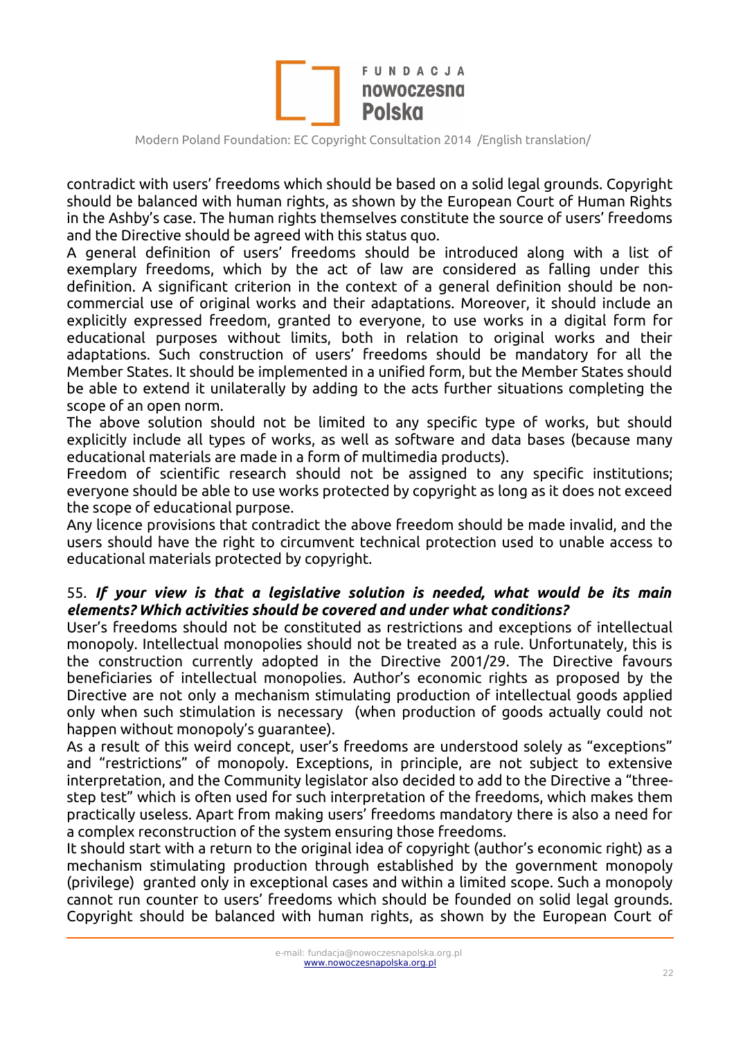contradict with users' freedoms which should be based on a solid legal grounds. Copyright should be balanced with human rights, as shown by the European Court of Human Rights in the Ashby's case. The human rights themselves constitute the source of users' freedoms and the Directive should be agreed with this status quo.

A general definition of users' freedoms should be introduced along with a list of exemplary freedoms, which by the act of law are considered as falling under this definition. A significant criterion in the context of a general definition should be non-commercial use of original works and their adaptations. Moreover, it should include an explicitly expressed freedom, granted to everyone, to use works in a digital form for educational purposes without limits, both in relation to original works and their adaptations. Such construction of users' freedoms should be mandatory for all the Member States. It should be implemented in a unified form, but the Member States should be able to extend it unilaterally by adding to the acts further situations completing the scope of an open norm.

The above solution should not be limited to any specific type of works, but should explicitly include all types of works, as well as software and data bases (because many educational materials are made in a form of multimedia products).

Freedom of scientific research should not be assigned to any specific institutions; everyone should be able to use works protected by copyright as long as it does not exceed the scope of educational purpose.

Any licence provisions that contradict the above freedom should be made invalid, and the users should have the right to circumvent technical protection used to unable access to educational materials protected by copyright.

55. ***If your view is that a legislative solution is needed, what would be its main elements? Which activities should be covered and under what conditions?***

User's freedoms should not be constituted as restrictions and exceptions of intellectual monopoly. Intellectual monopolies should not be treated as a rule. Unfortunately, this is the construction currently adopted in the Directive 2001/29. The Directive favours beneficiaries of intellectual monopolies. Author's economic rights as proposed by the Directive are not only a mechanism stimulating production of intellectual goods applied only when such stimulation is necessary (when production of goods actually could not happen without monopoly's guarantee).

As a result of this weird concept, user's freedoms are understood solely as "exceptions" and "restrictions" of monopoly. Exceptions, in principle, are not subject to extensive interpretation, and the Community legislator also decided to add to the Directive a "three-step test" which is often used for such interpretation of the freedoms, which makes them practically useless. Apart from making users' freedoms mandatory there is also a need for a complex reconstruction of the system ensuring those freedoms.

It should start with a return to the original idea of copyright (author's economic right) as a mechanism stimulating production through established by the government monopoly (privilege) granted only in exceptional cases and within a limited scope. Such a monopoly cannot run counter to users' freedoms which should be founded on solid legal grounds. Copyright should be balanced with human rights, as shown by the European Court of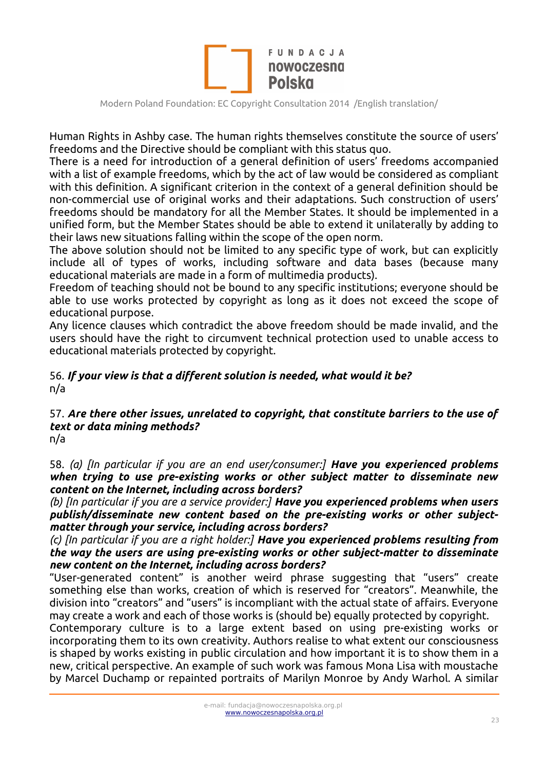Human Rights in Ashby case. The human rights themselves constitute the source of users' freedoms and the Directive should be compliant with this status quo.
There is a need for introduction of a general definition of users' freedoms accompanied with a list of example freedoms, which by the act of law would be considered as compliant with this definition. A significant criterion in the context of a general definition should be non-commercial use of original works and their adaptations. Such construction of users' freedoms should be mandatory for all the Member States. It should be implemented in a unified form, but the Member States should be able to extend it unilaterally by adding to their laws new situations falling within the scope of the open norm.
The above solution should not be limited to any specific type of work, but can explicitly include all of types of works, including software and data bases (because many educational materials are made in a form of multimedia products).
Freedom of teaching should not be bound to any specific institutions; everyone should be able to use works protected by copyright as long as it does not exceed the scope of educational purpose.
Any licence clauses which contradict the above freedom should be made invalid, and the users should have the right to circumvent technical protection used to unable access to educational materials protected by copyright.

56. ***If your view is that a different solution is needed, what would it be?***
n/a

57. ***Are there other issues, unrelated to copyright, that constitute barriers to the use of text or data mining methods?***
n/a

58. *(a) [In particular if you are an end user/consumer:]* ***Have you experienced problems when trying to use pre-existing works or other subject matter to disseminate new content on the Internet, including across borders?***
*(b) [In particular if you are a service provider:]* ***Have you experienced problems when users publish/disseminate new content based on the pre-existing works or other subject-matter through your service, including across borders?***
*(c) [In particular if you are a right holder:]* ***Have you experienced problems resulting from the way the users are using pre-existing works or other subject-matter to disseminate new content on the Internet, including across borders?***
"User-generated content" is another weird phrase suggesting that "users" create something else than works, creation of which is reserved for "creators". Meanwhile, the division into "creators" and "users" is incompliant with the actual state of affairs. Everyone may create a work and each of those works is (should be) equally protected by copyright.
Contemporary culture is to a large extent based on using pre-existing works or incorporating them to its own creativity. Authors realise to what extent our consciousness is shaped by works existing in public circulation and how important it is to show them in a new, critical perspective. An example of such work was famous Mona Lisa with moustache by Marcel Duchamp or repainted portraits of Marilyn Monroe by Andy Warhol. A similar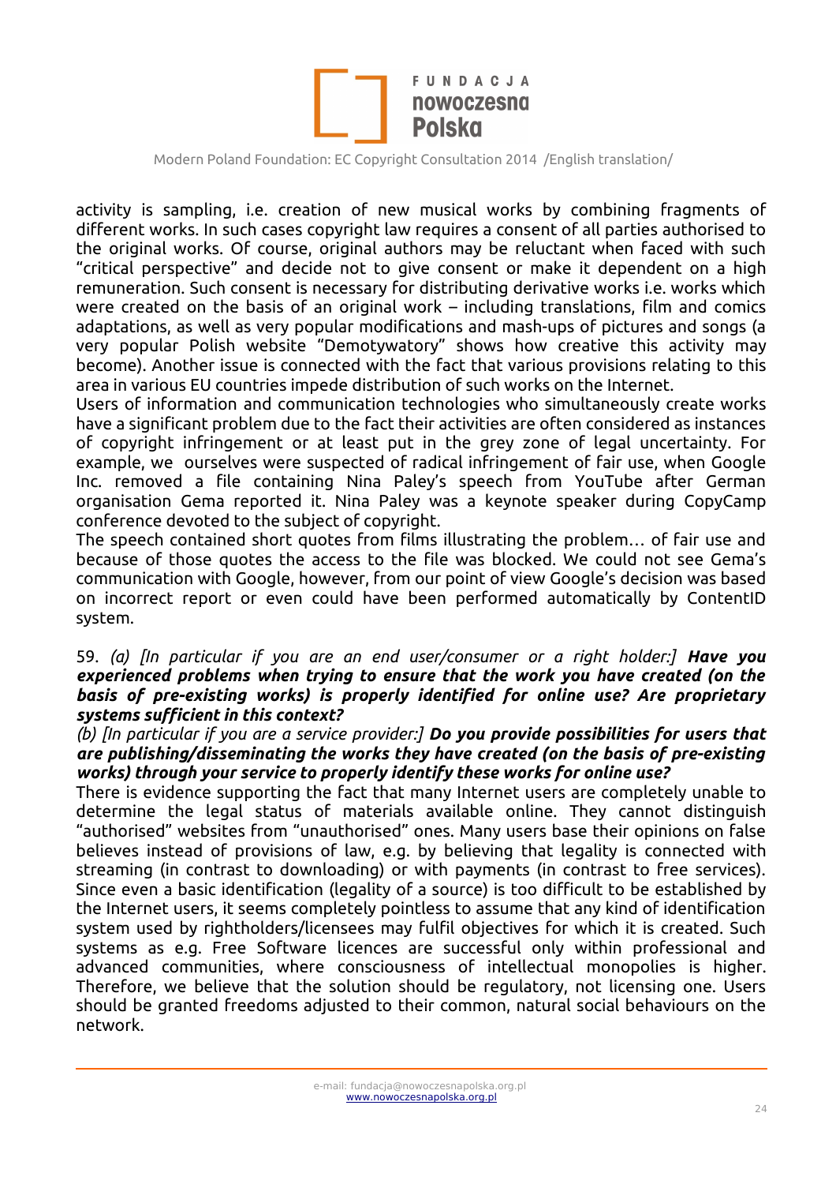activity is sampling, i.e. creation of new musical works by combining fragments of different works. In such cases copyright law requires a consent of all parties authorised to the original works. Of course, original authors may be reluctant when faced with such "critical perspective" and decide not to give consent or make it dependent on a high remuneration. Such consent is necessary for distributing derivative works i.e. works which were created on the basis of an original work – including translations, film and comics adaptations, as well as very popular modifications and mash-ups of pictures and songs (a very popular Polish website "Demotywatory" shows how creative this activity may become). Another issue is connected with the fact that various provisions relating to this area in various EU countries impede distribution of such works on the Internet.

Users of information and communication technologies who simultaneously create works have a significant problem due to the fact their activities are often considered as instances of copyright infringement or at least put in the grey zone of legal uncertainty. For example, we ourselves were suspected of radical infringement of fair use, when Google Inc. removed a file containing Nina Paley's speech from YouTube after German organisation Gema reported it. Nina Paley was a keynote speaker during CopyCamp conference devoted to the subject of copyright.

The speech contained short quotes from films illustrating the problem… of fair use and because of those quotes the access to the file was blocked. We could not see Gema's communication with Google, however, from our point of view Google's decision was based on incorrect report or even could have been performed automatically by ContentID system.

59. *(a) [In particular if you are an end user/consumer or a right holder:]* ***Have you experienced problems when trying to ensure that the work you have created (on the basis of pre-existing works) is properly identified for online use? Are proprietary systems sufficient in this context?***

*(b) [In particular if you are a service provider:]* ***Do you provide possibilities for users that are publishing/disseminating the works they have created (on the basis of pre-existing works) through your service to properly identify these works for online use?***

There is evidence supporting the fact that many Internet users are completely unable to determine the legal status of materials available online. They cannot distinguish "authorised" websites from "unauthorised" ones. Many users base their opinions on false believes instead of provisions of law, e.g. by believing that legality is connected with streaming (in contrast to downloading) or with payments (in contrast to free services). Since even a basic identification (legality of a source) is too difficult to be established by the Internet users, it seems completely pointless to assume that any kind of identification system used by rightholders/licensees may fulfil objectives for which it is created. Such systems as e.g. Free Software licences are successful only within professional and advanced communities, where consciousness of intellectual monopolies is higher. Therefore, we believe that the solution should be regulatory, not licensing one. Users should be granted freedoms adjusted to their common, natural social behaviours on the network.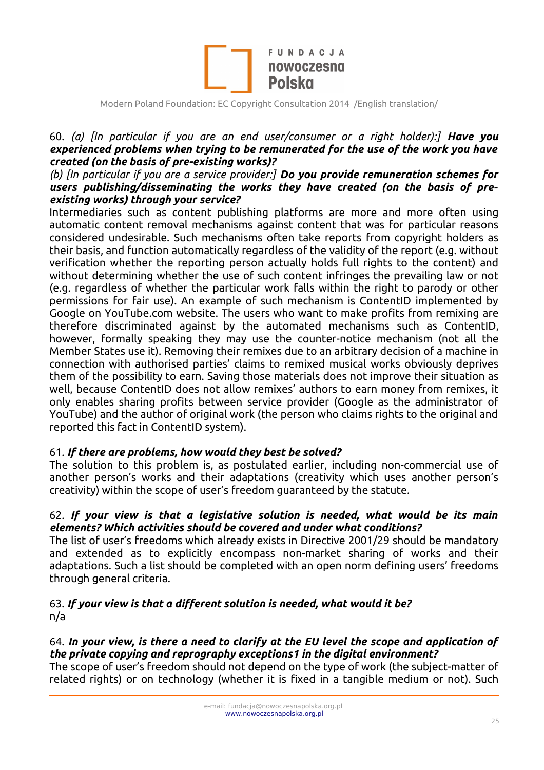60. *(a) [In particular if you are an end user/consumer or a right holder):]* ***Have you experienced problems when trying to be remunerated for the use of the work you have created (on the basis of pre-existing works)?***
*(b) [In particular if you are a service provider:]* ***Do you provide remuneration schemes for users publishing/disseminating the works they have created (on the basis of pre-existing works) through your service?***
Intermediaries such as content publishing platforms are more and more often using automatic content removal mechanisms against content that was for particular reasons considered undesirable. Such mechanisms often take reports from copyright holders as their basis, and function automatically regardless of the validity of the report (e.g. without verification whether the reporting person actually holds full rights to the content) and without determining whether the use of such content infringes the prevailing law or not (e.g. regardless of whether the particular work falls within the right to parody or other permissions for fair use). An example of such mechanism is ContentID implemented by Google on YouTube.com website. The users who want to make profits from remixing are therefore discriminated against by the automated mechanisms such as ContentID, however, formally speaking they may use the counter-notice mechanism (not all the Member States use it). Removing their remixes due to an arbitrary decision of a machine in connection with authorised parties' claims to remixed musical works obviously deprives them of the possibility to earn. Saving those materials does not improve their situation as well, because ContentID does not allow remixes' authors to earn money from remixes, it only enables sharing profits between service provider (Google as the administrator of YouTube) and the author of original work (the person who claims rights to the original and reported this fact in ContentID system).

61. ***If there are problems, how would they best be solved?***
The solution to this problem is, as postulated earlier, including non-commercial use of another person's works and their adaptations (creativity which uses another person's creativity) within the scope of user's freedom guaranteed by the statute.

62. ***If your view is that a legislative solution is needed, what would be its main elements? Which activities should be covered and under what conditions?***
The list of user's freedoms which already exists in Directive 2001/29 should be mandatory and extended as to explicitly encompass non-market sharing of works and their adaptations. Such a list should be completed with an open norm defining users' freedoms through general criteria.

63. ***If your view is that a different solution is needed, what would it be?***
n/a

64. ***In your view, is there a need to clarify at the EU level the scope and application of the private copying and reprography exceptions1 in the digital environment?***
The scope of user's freedom should not depend on the type of work (the subject-matter of related rights) or on technology (whether it is fixed in a tangible medium or not). Such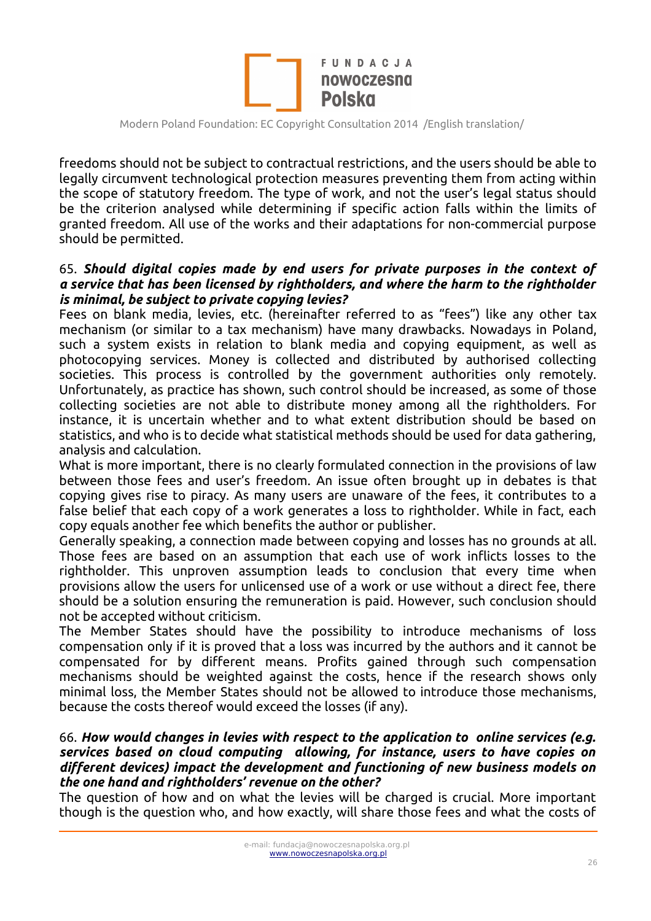freedoms should not be subject to contractual restrictions, and the users should be able to legally circumvent technological protection measures preventing them from acting within the scope of statutory freedom. The type of work, and not the user's legal status should be the criterion analysed while determining if specific action falls within the limits of granted freedom. All use of the works and their adaptations for non-commercial purpose should be permitted.

65. ***Should digital copies made by end users for private purposes in the context of a service that has been licensed by rightholders, and where the harm to the rightholder is minimal, be subject to private copying levies?***

Fees on blank media, levies, etc. (hereinafter referred to as "fees") like any other tax mechanism (or similar to a tax mechanism) have many drawbacks. Nowadays in Poland, such a system exists in relation to blank media and copying equipment, as well as photocopying services. Money is collected and distributed by authorised collecting societies. This process is controlled by the government authorities only remotely. Unfortunately, as practice has shown, such control should be increased, as some of those collecting societies are not able to distribute money among all the rightholders. For instance, it is uncertain whether and to what extent distribution should be based on statistics, and who is to decide what statistical methods should be used for data gathering, analysis and calculation.

What is more important, there is no clearly formulated connection in the provisions of law between those fees and user's freedom. An issue often brought up in debates is that copying gives rise to piracy. As many users are unaware of the fees, it contributes to a false belief that each copy of a work generates a loss to rightholder. While in fact, each copy equals another fee which benefits the author or publisher.

Generally speaking, a connection made between copying and losses has no grounds at all. Those fees are based on an assumption that each use of work inflicts losses to the rightholder. This unproven assumption leads to conclusion that every time when provisions allow the users for unlicensed use of a work or use without a direct fee, there should be a solution ensuring the remuneration is paid. However, such conclusion should not be accepted without criticism.

The Member States should have the possibility to introduce mechanisms of loss compensation only if it is proved that a loss was incurred by the authors and it cannot be compensated for by different means. Profits gained through such compensation mechanisms should be weighted against the costs, hence if the research shows only minimal loss, the Member States should not be allowed to introduce those mechanisms, because the costs thereof would exceed the losses (if any).

66. ***How would changes in levies with respect to the application to online services (e.g. services based on cloud computing allowing, for instance, users to have copies on different devices) impact the development and functioning of new business models on the one hand and rightholders' revenue on the other?***

The question of how and on what the levies will be charged is crucial. More important though is the question who, and how exactly, will share those fees and what the costs of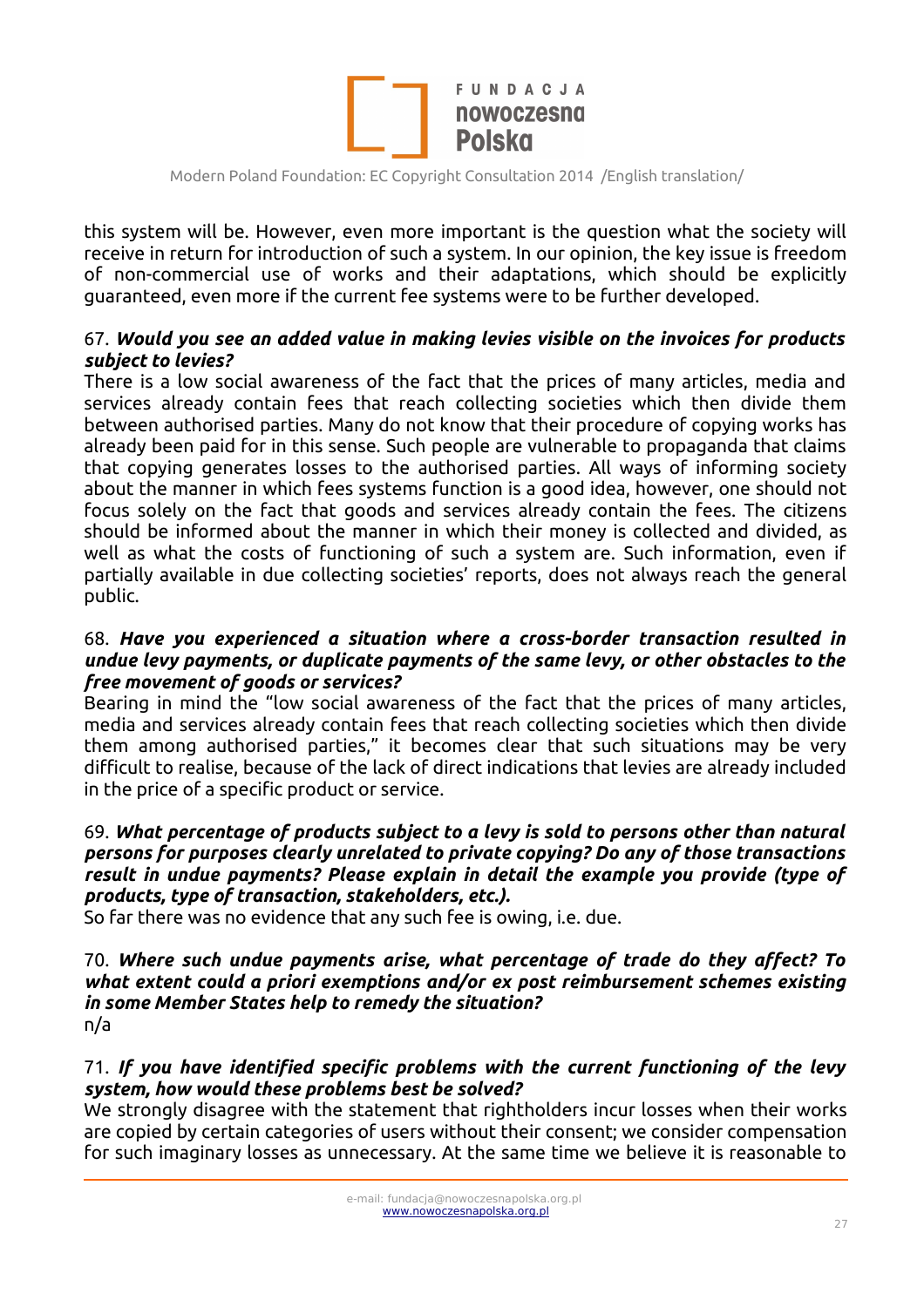this system will be. However, even more important is the question what the society will receive in return for introduction of such a system. In our opinion, the key issue is freedom of non-commercial use of works and their adaptations, which should be explicitly guaranteed, even more if the current fee systems were to be further developed.

67. ***Would you see an added value in making levies visible on the invoices for products subject to levies?***
There is a low social awareness of the fact that the prices of many articles, media and services already contain fees that reach collecting societies which then divide them between authorised parties. Many do not know that their procedure of copying works has already been paid for in this sense. Such people are vulnerable to propaganda that claims that copying generates losses to the authorised parties. All ways of informing society about the manner in which fees systems function is a good idea, however, one should not focus solely on the fact that goods and services already contain the fees. The citizens should be informed about the manner in which their money is collected and divided, as well as what the costs of functioning of such a system are. Such information, even if partially available in due collecting societies' reports, does not always reach the general public.

68. ***Have you experienced a situation where a cross-border transaction resulted in undue levy payments, or duplicate payments of the same levy, or other obstacles to the free movement of goods or services?***
Bearing in mind the "low social awareness of the fact that the prices of many articles, media and services already contain fees that reach collecting societies which then divide them among authorised parties," it becomes clear that such situations may be very difficult to realise, because of the lack of direct indications that levies are already included in the price of a specific product or service.

69. ***What percentage of products subject to a levy is sold to persons other than natural persons for purposes clearly unrelated to private copying? Do any of those transactions result in undue payments? Please explain in detail the example you provide (type of products, type of transaction, stakeholders, etc.).***
So far there was no evidence that any such fee is owing, i.e. due.

70. ***Where such undue payments arise, what percentage of trade do they affect? To what extent could a priori exemptions and/or ex post reimbursement schemes existing in some Member States help to remedy the situation?***
n/a

71. ***If you have identified specific problems with the current functioning of the levy system, how would these problems best be solved?***
We strongly disagree with the statement that rightholders incur losses when their works are copied by certain categories of users without their consent; we consider compensation for such imaginary losses as unnecessary. At the same time we believe it is reasonable to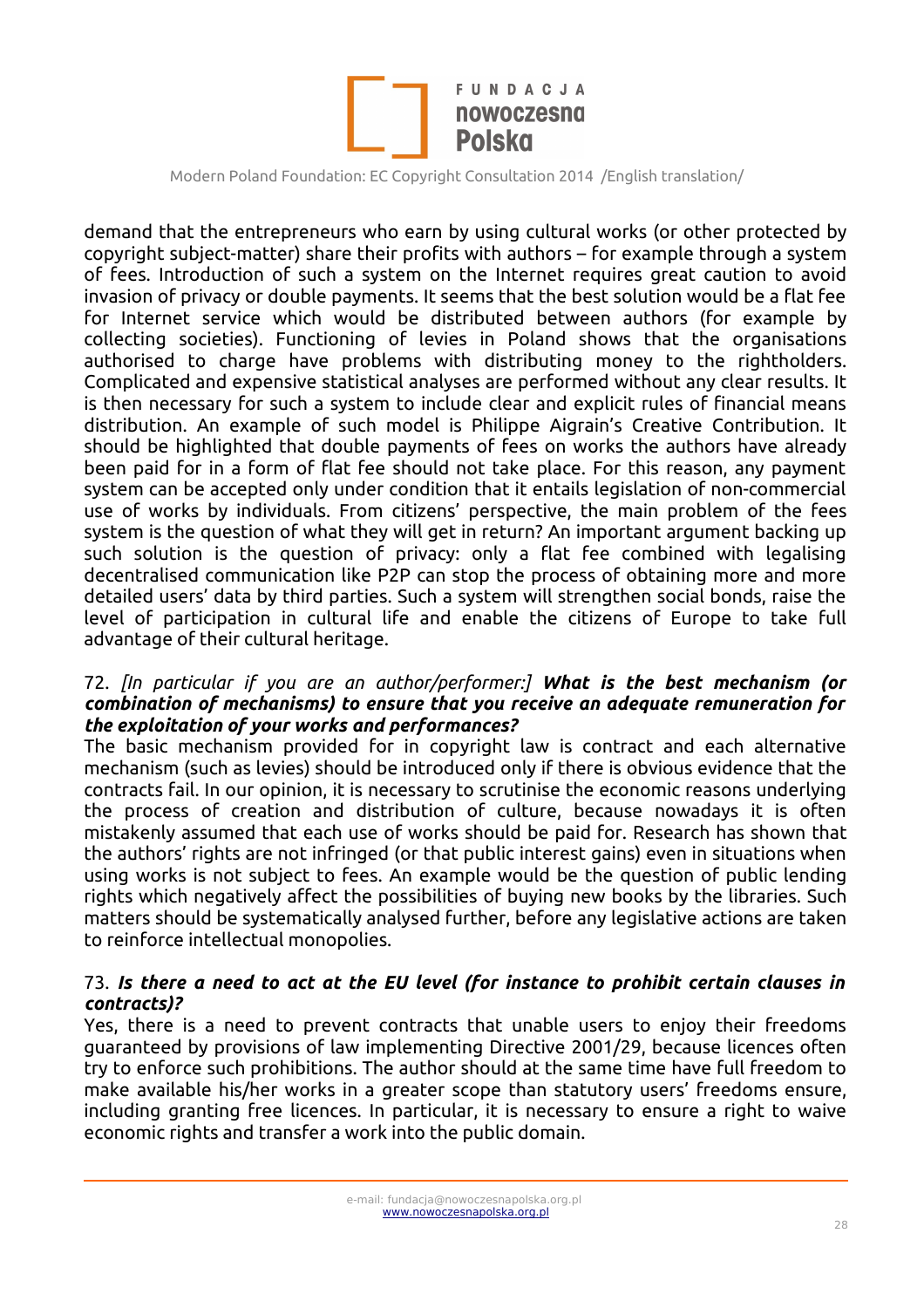demand that the entrepreneurs who earn by using cultural works (or other protected by copyright subject-matter) share their profits with authors – for example through a system of fees. Introduction of such a system on the Internet requires great caution to avoid invasion of privacy or double payments. It seems that the best solution would be a flat fee for Internet service which would be distributed between authors (for example by collecting societies). Functioning of levies in Poland shows that the organisations authorised to charge have problems with distributing money to the rightholders. Complicated and expensive statistical analyses are performed without any clear results. It is then necessary for such a system to include clear and explicit rules of financial means distribution. An example of such model is Philippe Aigrain's Creative Contribution. It should be highlighted that double payments of fees on works the authors have already been paid for in a form of flat fee should not take place. For this reason, any payment system can be accepted only under condition that it entails legislation of non-commercial use of works by individuals. From citizens' perspective, the main problem of the fees system is the question of what they will get in return? An important argument backing up such solution is the question of privacy: only a flat fee combined with legalising decentralised communication like P2P can stop the process of obtaining more and more detailed users' data by third parties. Such a system will strengthen social bonds, raise the level of participation in cultural life and enable the citizens of Europe to take full advantage of their cultural heritage.

72. *[In particular if you are an author/performer:]* ***What is the best mechanism (or combination of mechanisms) to ensure that you receive an adequate remuneration for the exploitation of your works and performances?***

The basic mechanism provided for in copyright law is contract and each alternative mechanism (such as levies) should be introduced only if there is obvious evidence that the contracts fail. In our opinion, it is necessary to scrutinise the economic reasons underlying the process of creation and distribution of culture, because nowadays it is often mistakenly assumed that each use of works should be paid for. Research has shown that the authors' rights are not infringed (or that public interest gains) even in situations when using works is not subject to fees. An example would be the question of public lending rights which negatively affect the possibilities of buying new books by the libraries. Such matters should be systematically analysed further, before any legislative actions are taken to reinforce intellectual monopolies.

73. ***Is there a need to act at the EU level (for instance to prohibit certain clauses in contracts)?***

Yes, there is a need to prevent contracts that unable users to enjoy their freedoms guaranteed by provisions of law implementing Directive 2001/29, because licences often try to enforce such prohibitions. The author should at the same time have full freedom to make available his/her works in a greater scope than statutory users' freedoms ensure, including granting free licences. In particular, it is necessary to ensure a right to waive economic rights and transfer a work into the public domain.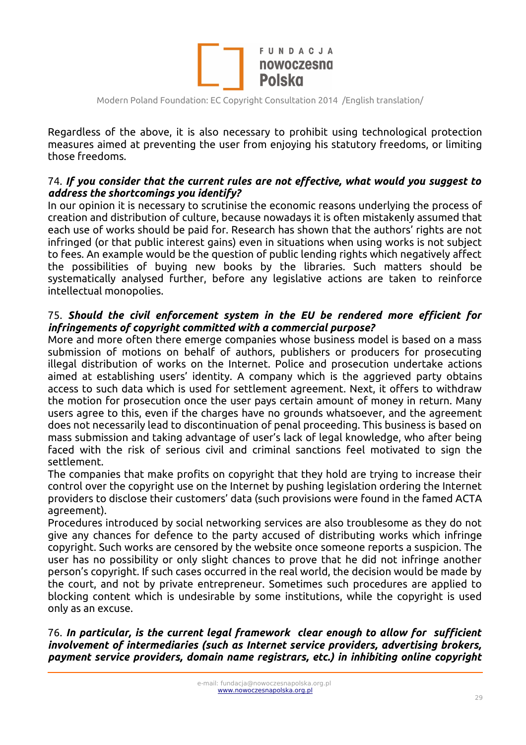Regardless of the above, it is also necessary to prohibit using technological protection measures aimed at preventing the user from enjoying his statutory freedoms, or limiting those freedoms.

74. ***If you consider that the current rules are not effective, what would you suggest to address the shortcomings you identify?***

In our opinion it is necessary to scrutinise the economic reasons underlying the process of creation and distribution of culture, because nowadays it is often mistakenly assumed that each use of works should be paid for. Research has shown that the authors' rights are not infringed (or that public interest gains) even in situations when using works is not subject to fees. An example would be the question of public lending rights which negatively affect the possibilities of buying new books by the libraries. Such matters should be systematically analysed further, before any legislative actions are taken to reinforce intellectual monopolies.

75. ***Should the civil enforcement system in the EU be rendered more efficient for infringements of copyright committed with a commercial purpose?***

More and more often there emerge companies whose business model is based on a mass submission of motions on behalf of authors, publishers or producers for prosecuting illegal distribution of works on the Internet. Police and prosecution undertake actions aimed at establishing users' identity. A company which is the aggrieved party obtains access to such data which is used for settlement agreement. Next, it offers to withdraw the motion for prosecution once the user pays certain amount of money in return. Many users agree to this, even if the charges have no grounds whatsoever, and the agreement does not necessarily lead to discontinuation of penal proceeding. This business is based on mass submission and taking advantage of user's lack of legal knowledge, who after being faced with the risk of serious civil and criminal sanctions feel motivated to sign the settlement.

The companies that make profits on copyright that they hold are trying to increase their control over the copyright use on the Internet by pushing legislation ordering the Internet providers to disclose their customers' data (such provisions were found in the famed ACTA agreement).

Procedures introduced by social networking services are also troublesome as they do not give any chances for defence to the party accused of distributing works which infringe copyright. Such works are censored by the website once someone reports a suspicion. The user has no possibility or only slight chances to prove that he did not infringe another person's copyright. If such cases occurred in the real world, the decision would be made by the court, and not by private entrepreneur. Sometimes such procedures are applied to blocking content which is undesirable by some institutions, while the copyright is used only as an excuse.

76. ***In particular, is the current legal framework clear enough to allow for sufficient involvement of intermediaries (such as Internet service providers, advertising brokers, payment service providers, domain name registrars, etc.) in inhibiting online copyright***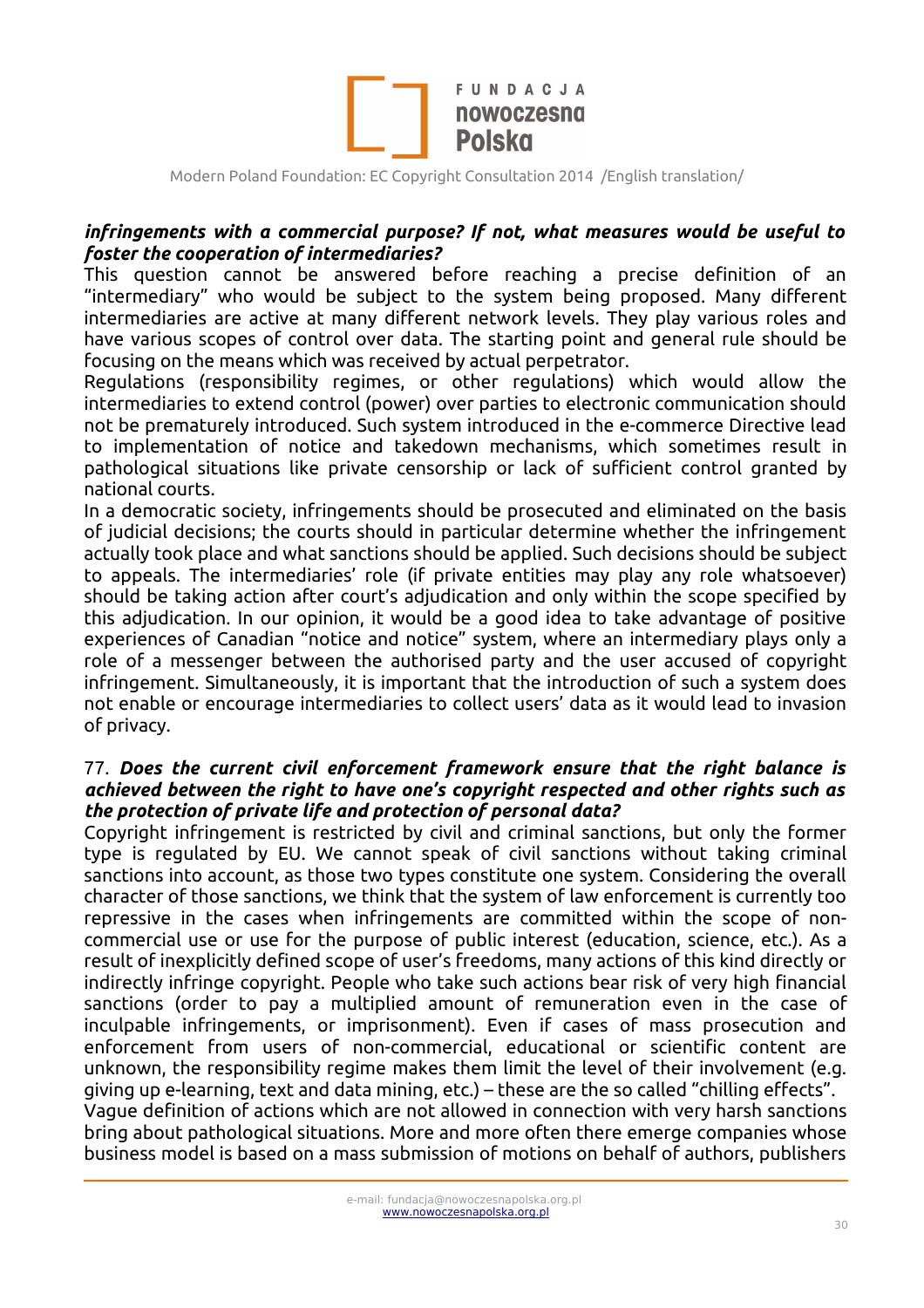***infringements with a commercial purpose? If not, what measures would be useful to foster the cooperation of intermediaries?***

This question cannot be answered before reaching a precise definition of an "intermediary" who would be subject to the system being proposed. Many different intermediaries are active at many different network levels. They play various roles and have various scopes of control over data. The starting point and general rule should be focusing on the means which was received by actual perpetrator.

Regulations (responsibility regimes, or other regulations) which would allow the intermediaries to extend control (power) over parties to electronic communication should not be prematurely introduced. Such system introduced in the e-commerce Directive lead to implementation of notice and takedown mechanisms, which sometimes result in pathological situations like private censorship or lack of sufficient control granted by national courts.

In a democratic society, infringements should be prosecuted and eliminated on the basis of judicial decisions; the courts should in particular determine whether the infringement actually took place and what sanctions should be applied. Such decisions should be subject to appeals. The intermediaries' role (if private entities may play any role whatsoever) should be taking action after court's adjudication and only within the scope specified by this adjudication. In our opinion, it would be a good idea to take advantage of positive experiences of Canadian "notice and notice" system, where an intermediary plays only a role of a messenger between the authorised party and the user accused of copyright infringement. Simultaneously, it is important that the introduction of such a system does not enable or encourage intermediaries to collect users' data as it would lead to invasion of privacy.

77. ***Does the current civil enforcement framework ensure that the right balance is achieved between the right to have one's copyright respected and other rights such as the protection of private life and protection of personal data?***

Copyright infringement is restricted by civil and criminal sanctions, but only the former type is regulated by EU. We cannot speak of civil sanctions without taking criminal sanctions into account, as those two types constitute one system. Considering the overall character of those sanctions, we think that the system of law enforcement is currently too repressive in the cases when infringements are committed within the scope of non-commercial use or use for the purpose of public interest (education, science, etc.). As a result of inexplicitly defined scope of user's freedoms, many actions of this kind directly or indirectly infringe copyright. People who take such actions bear risk of very high financial sanctions (order to pay a multiplied amount of remuneration even in the case of inculpable infringements, or imprisonment). Even if cases of mass prosecution and enforcement from users of non-commercial, educational or scientific content are unknown, the responsibility regime makes them limit the level of their involvement (e.g. giving up e-learning, text and data mining, etc.) – these are the so called "chilling effects".

Vague definition of actions which are not allowed in connection with very harsh sanctions bring about pathological situations. More and more often there emerge companies whose business model is based on a mass submission of motions on behalf of authors, publishers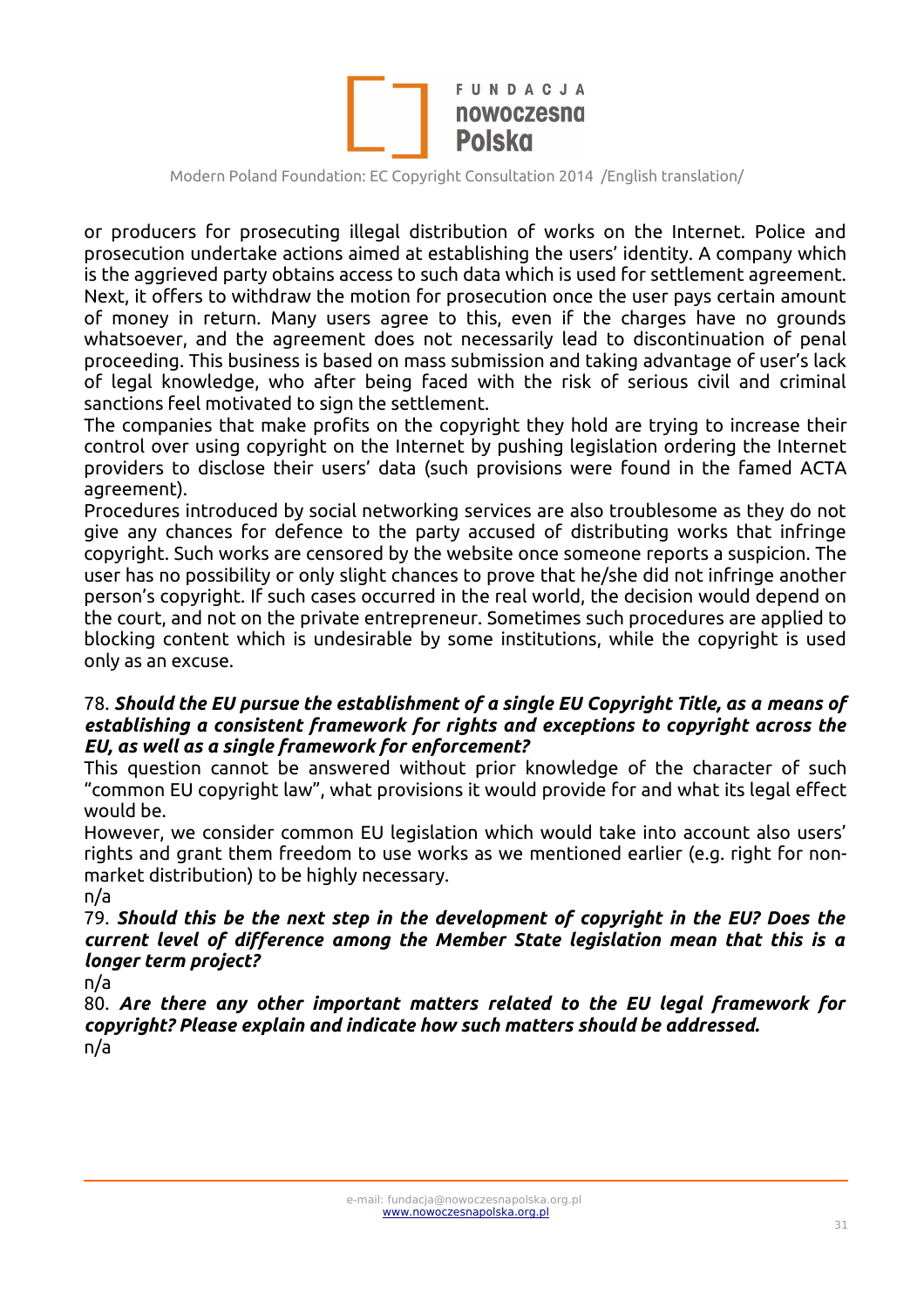or producers for prosecuting illegal distribution of works on the Internet. Police and prosecution undertake actions aimed at establishing the users' identity. A company which is the aggrieved party obtains access to such data which is used for settlement agreement. Next, it offers to withdraw the motion for prosecution once the user pays certain amount of money in return. Many users agree to this, even if the charges have no grounds whatsoever, and the agreement does not necessarily lead to discontinuation of penal proceeding. This business is based on mass submission and taking advantage of user's lack of legal knowledge, who after being faced with the risk of serious civil and criminal sanctions feel motivated to sign the settlement.

The companies that make profits on the copyright they hold are trying to increase their control over using copyright on the Internet by pushing legislation ordering the Internet providers to disclose their users' data (such provisions were found in the famed ACTA agreement).

Procedures introduced by social networking services are also troublesome as they do not give any chances for defence to the party accused of distributing works that infringe copyright. Such works are censored by the website once someone reports a suspicion. The user has no possibility or only slight chances to prove that he/she did not infringe another person's copyright. If such cases occurred in the real world, the decision would depend on the court, and not on the private entrepreneur. Sometimes such procedures are applied to blocking content which is undesirable by some institutions, while the copyright is used only as an excuse.

78. ***Should the EU pursue the establishment of a single EU Copyright Title, as a means of establishing a consistent framework for rights and exceptions to copyright across the EU, as well as a single framework for enforcement?***

This question cannot be answered without prior knowledge of the character of such "common EU copyright law", what provisions it would provide for and what its legal effect would be.

However, we consider common EU legislation which would take into account also users' rights and grant them freedom to use works as we mentioned earlier (e.g. right for non-market distribution) to be highly necessary.

n/a

79. ***Should this be the next step in the development of copyright in the EU? Does the current level of difference among the Member State legislation mean that this is a longer term project?***

n/a

80. ***Are there any other important matters related to the EU legal framework for copyright? Please explain and indicate how such matters should be addressed.***

n/a